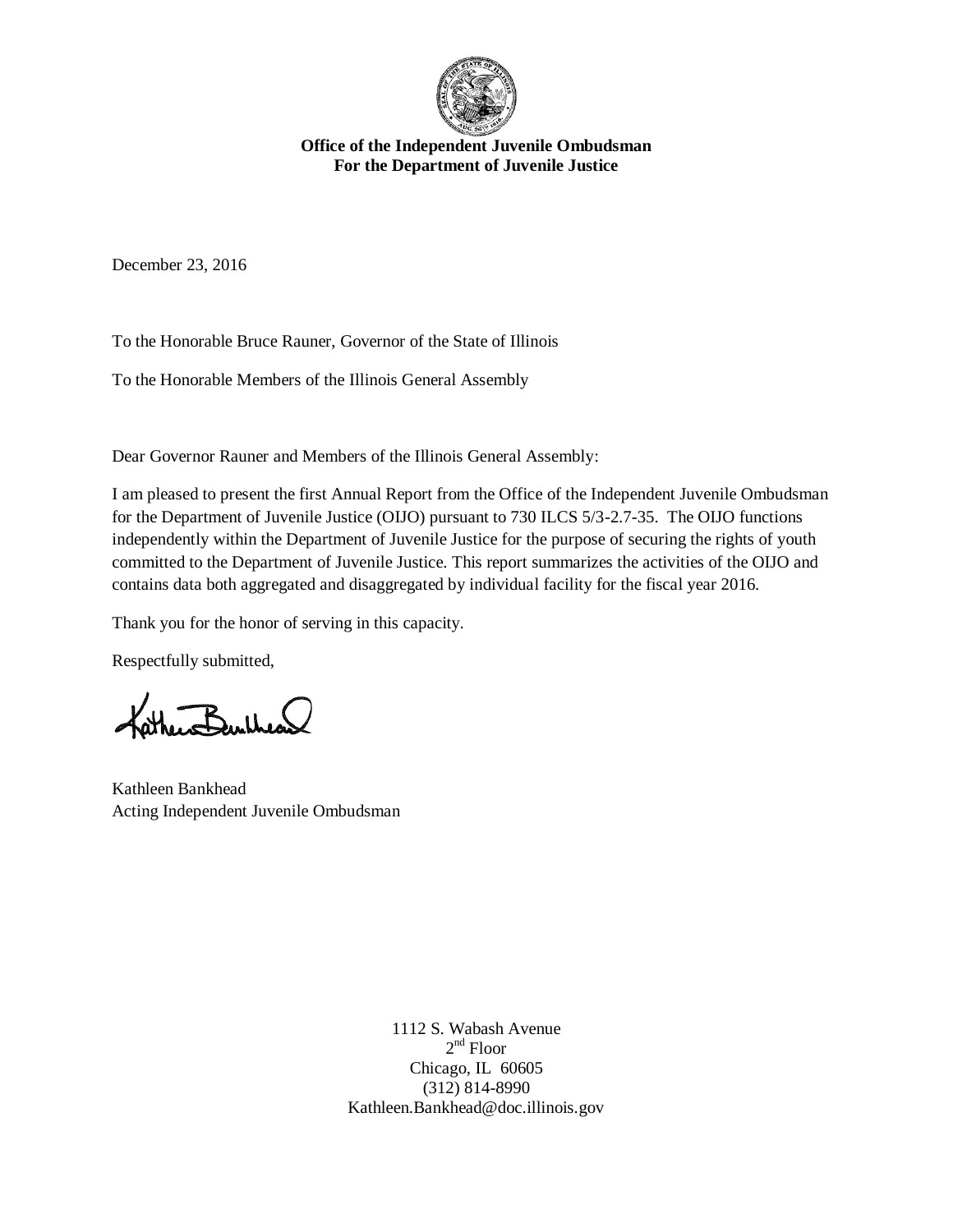**Office of the Independent Juvenile Ombudsman**
**For the Department of Juvenile Justice**

December 23, 2016

To the Honorable Bruce Rauner, Governor of the State of Illinois

To the Honorable Members of the Illinois General Assembly

Dear Governor Rauner and Members of the Illinois General Assembly:

I am pleased to present the first Annual Report from the Office of the Independent Juvenile Ombudsman for the Department of Juvenile Justice (OIJO) pursuant to 730 ILCS 5/3-2.7-35. The OIJO functions independently within the Department of Juvenile Justice for the purpose of securing the rights of youth committed to the Department of Juvenile Justice. This report summarizes the activities of the OIJO and contains data both aggregated and disaggregated by individual facility for the fiscal year 2016.

Thank you for the honor of serving in this capacity.

Respectfully submitted,

Kathleen Bankhead
Acting Independent Juvenile Ombudsman

1112 S. Wabash Avenue
2nd Floor
Chicago, IL 60605
(312) 814-8990
Kathleen.Bankhead@doc.illinois.gov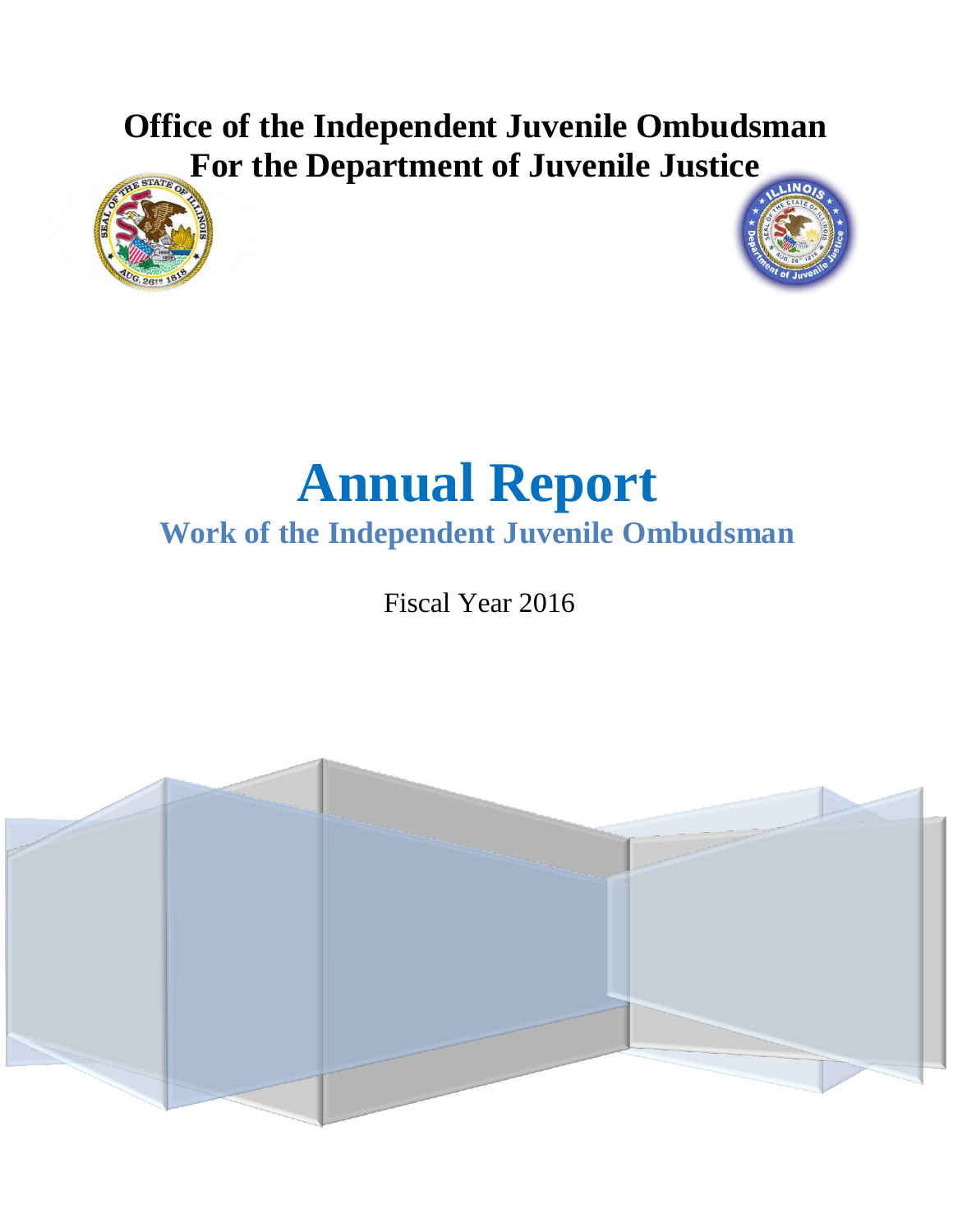# Office of the Independent Juvenile Ombudsman
# For the Department of Juvenile Justice

# Annual Report

## Work of the Independent Juvenile Ombudsman

Fiscal Year 2016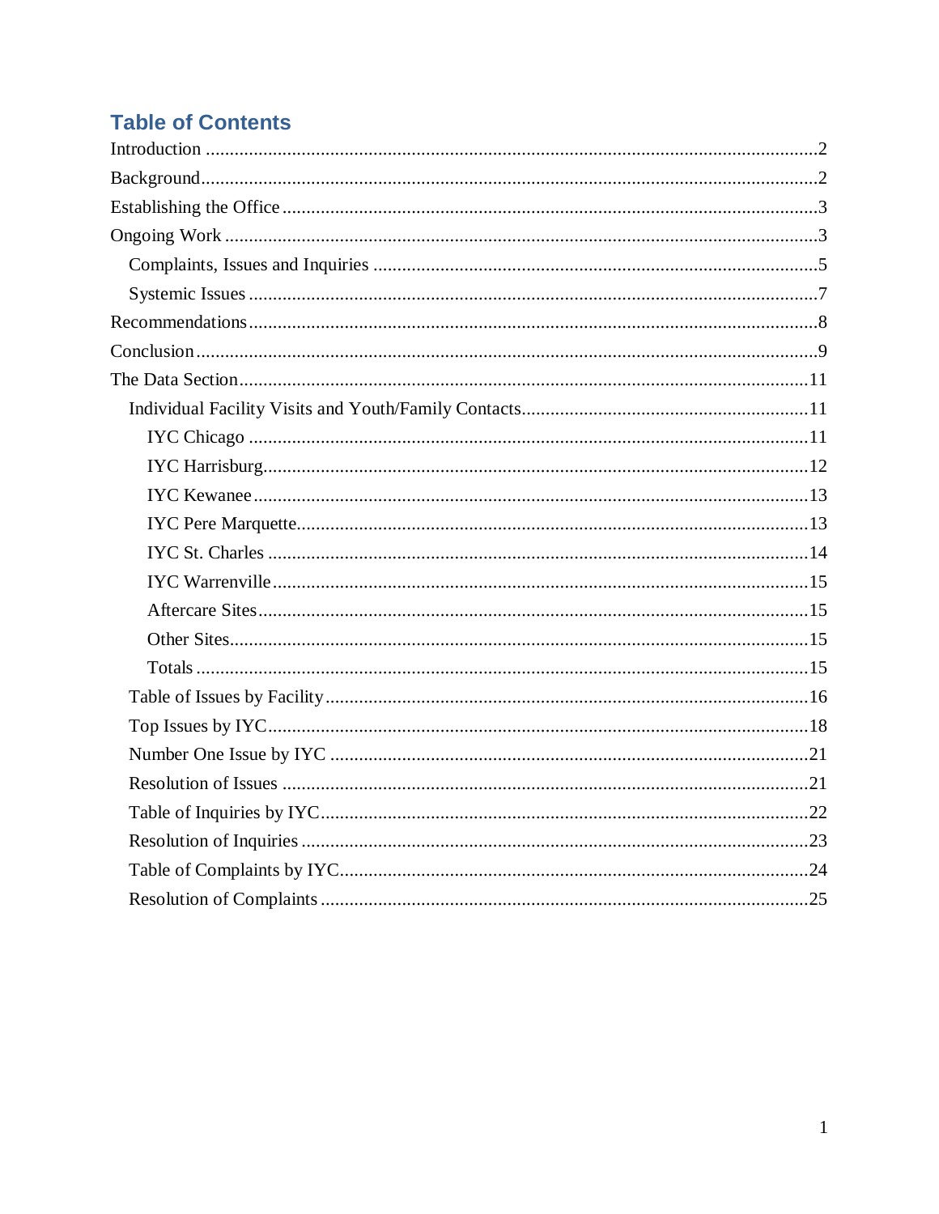## Table of Contents

- Introduction ..... 2
- Background ..... 2
- Establishing the Office ..... 3
- Ongoing Work ..... 3
  - Complaints, Issues and Inquiries ..... 5
  - Systemic Issues ..... 7
- Recommendations ..... 8
- Conclusion ..... 9
- The Data Section ..... 11
  - Individual Facility Visits and Youth/Family Contacts ..... 11
    - IYC Chicago ..... 11
    - IYC Harrisburg ..... 12
    - IYC Kewanee ..... 13
    - IYC Pere Marquette ..... 13
    - IYC St. Charles ..... 14
    - IYC Warrenville ..... 15
    - Aftercare Sites ..... 15
    - Other Sites ..... 15
    - Totals ..... 15
  - Table of Issues by Facility ..... 16
  - Top Issues by IYC ..... 18
  - Number One Issue by IYC ..... 21
  - Resolution of Issues ..... 21
  - Table of Inquiries by IYC ..... 22
  - Resolution of Inquiries ..... 23
  - Table of Complaints by IYC ..... 24
  - Resolution of Complaints ..... 25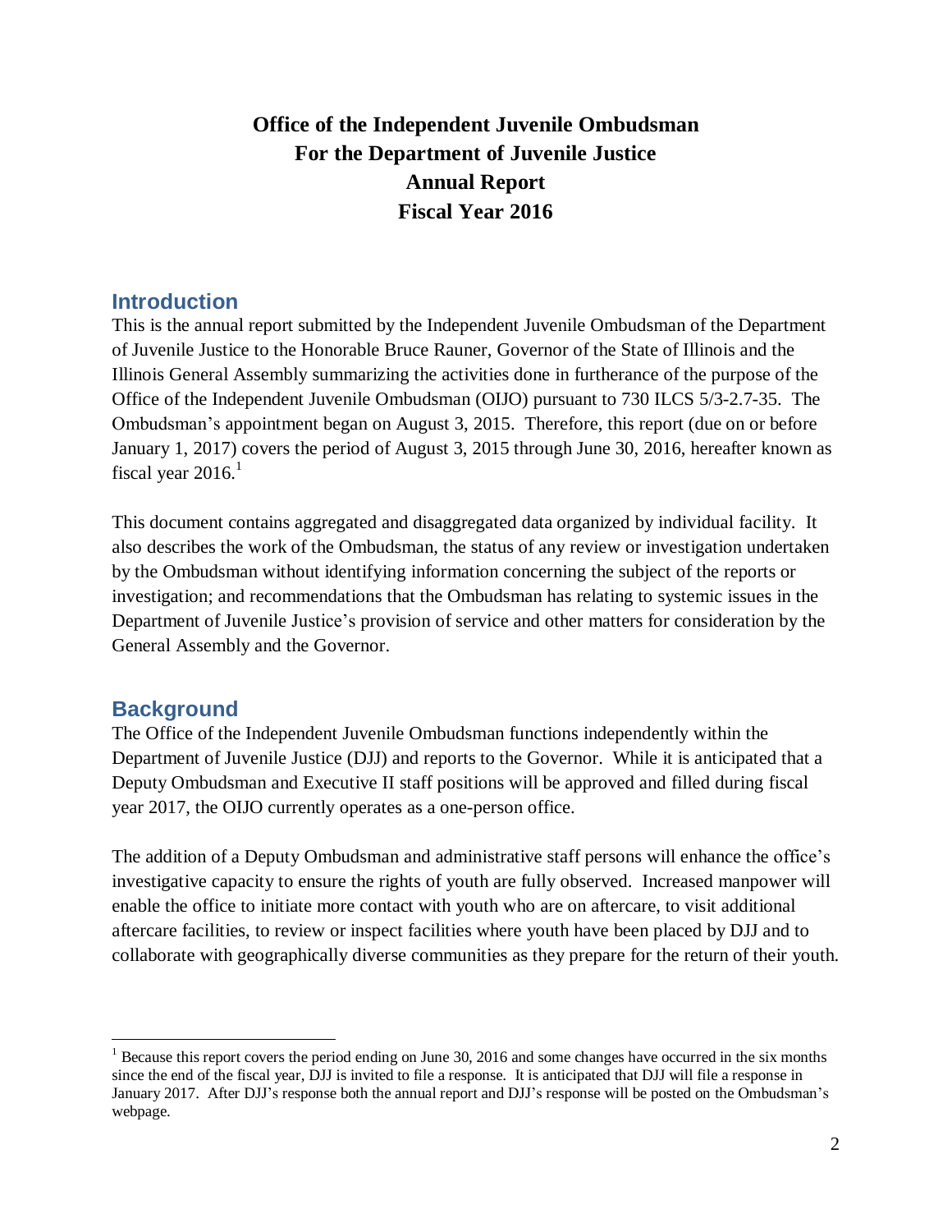# Office of the Independent Juvenile Ombudsman For the Department of Juvenile Justice Annual Report Fiscal Year 2016

## Introduction

This is the annual report submitted by the Independent Juvenile Ombudsman of the Department of Juvenile Justice to the Honorable Bruce Rauner, Governor of the State of Illinois and the Illinois General Assembly summarizing the activities done in furtherance of the purpose of the Office of the Independent Juvenile Ombudsman (OIJO) pursuant to 730 ILCS 5/3-2.7-35. The Ombudsman's appointment began on August 3, 2015. Therefore, this report (due on or before January 1, 2017) covers the period of August 3, 2015 through June 30, 2016, hereafter known as fiscal year 2016.[1]

This document contains aggregated and disaggregated data organized by individual facility. It also describes the work of the Ombudsman, the status of any review or investigation undertaken by the Ombudsman without identifying information concerning the subject of the reports or investigation; and recommendations that the Ombudsman has relating to systemic issues in the Department of Juvenile Justice's provision of service and other matters for consideration by the General Assembly and the Governor.

## Background

The Office of the Independent Juvenile Ombudsman functions independently within the Department of Juvenile Justice (DJJ) and reports to the Governor. While it is anticipated that a Deputy Ombudsman and Executive II staff positions will be approved and filled during fiscal year 2017, the OIJO currently operates as a one-person office.

The addition of a Deputy Ombudsman and administrative staff persons will enhance the office's investigative capacity to ensure the rights of youth are fully observed. Increased manpower will enable the office to initiate more contact with youth who are on aftercare, to visit additional aftercare facilities, to review or inspect facilities where youth have been placed by DJJ and to collaborate with geographically diverse communities as they prepare for the return of their youth.

---

[1] Because this report covers the period ending on June 30, 2016 and some changes have occurred in the six months since the end of the fiscal year, DJJ is invited to file a response. It is anticipated that DJJ will file a response in January 2017. After DJJ's response both the annual report and DJJ's response will be posted on the Ombudsman's webpage.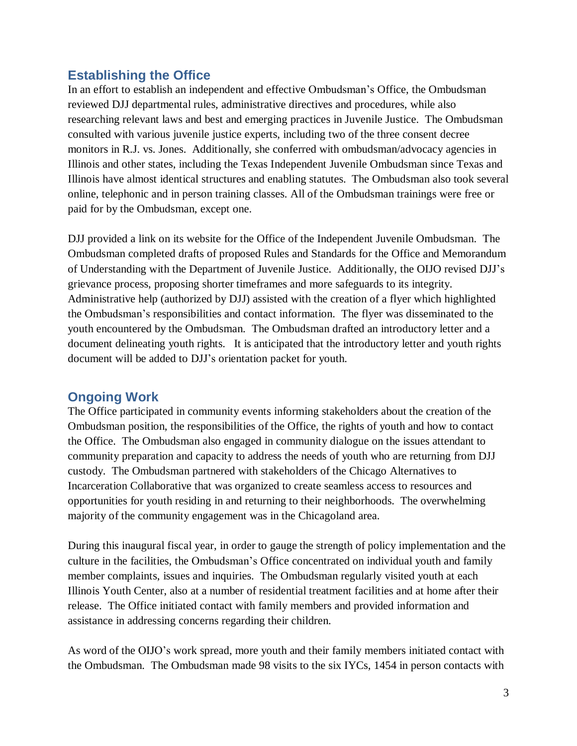## Establishing the Office

In an effort to establish an independent and effective Ombudsman's Office, the Ombudsman reviewed DJJ departmental rules, administrative directives and procedures, while also researching relevant laws and best and emerging practices in Juvenile Justice. The Ombudsman consulted with various juvenile justice experts, including two of the three consent decree monitors in R.J. vs. Jones. Additionally, she conferred with ombudsman/advocacy agencies in Illinois and other states, including the Texas Independent Juvenile Ombudsman since Texas and Illinois have almost identical structures and enabling statutes. The Ombudsman also took several online, telephonic and in person training classes. All of the Ombudsman trainings were free or paid for by the Ombudsman, except one.

DJJ provided a link on its website for the Office of the Independent Juvenile Ombudsman. The Ombudsman completed drafts of proposed Rules and Standards for the Office and Memorandum of Understanding with the Department of Juvenile Justice. Additionally, the OIJO revised DJJ's grievance process, proposing shorter timeframes and more safeguards to its integrity. Administrative help (authorized by DJJ) assisted with the creation of a flyer which highlighted the Ombudsman's responsibilities and contact information. The flyer was disseminated to the youth encountered by the Ombudsman. The Ombudsman drafted an introductory letter and a document delineating youth rights. It is anticipated that the introductory letter and youth rights document will be added to DJJ's orientation packet for youth.

## Ongoing Work

The Office participated in community events informing stakeholders about the creation of the Ombudsman position, the responsibilities of the Office, the rights of youth and how to contact the Office. The Ombudsman also engaged in community dialogue on the issues attendant to community preparation and capacity to address the needs of youth who are returning from DJJ custody. The Ombudsman partnered with stakeholders of the Chicago Alternatives to Incarceration Collaborative that was organized to create seamless access to resources and opportunities for youth residing in and returning to their neighborhoods. The overwhelming majority of the community engagement was in the Chicagoland area.

During this inaugural fiscal year, in order to gauge the strength of policy implementation and the culture in the facilities, the Ombudsman's Office concentrated on individual youth and family member complaints, issues and inquiries. The Ombudsman regularly visited youth at each Illinois Youth Center, also at a number of residential treatment facilities and at home after their release. The Office initiated contact with family members and provided information and assistance in addressing concerns regarding their children.

As word of the OIJO's work spread, more youth and their family members initiated contact with the Ombudsman. The Ombudsman made 98 visits to the six IYCs, 1454 in person contacts with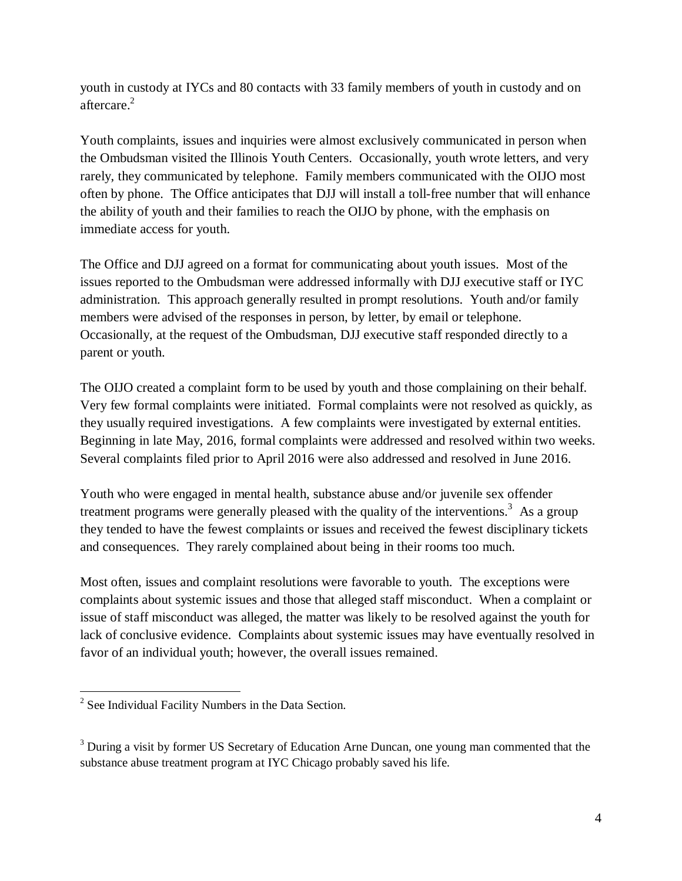youth in custody at IYCs and 80 contacts with 33 family members of youth in custody and on aftercare.[2]

Youth complaints, issues and inquiries were almost exclusively communicated in person when the Ombudsman visited the Illinois Youth Centers. Occasionally, youth wrote letters, and very rarely, they communicated by telephone. Family members communicated with the OIJO most often by phone. The Office anticipates that DJJ will install a toll-free number that will enhance the ability of youth and their families to reach the OIJO by phone, with the emphasis on immediate access for youth.

The Office and DJJ agreed on a format for communicating about youth issues. Most of the issues reported to the Ombudsman were addressed informally with DJJ executive staff or IYC administration. This approach generally resulted in prompt resolutions. Youth and/or family members were advised of the responses in person, by letter, by email or telephone. Occasionally, at the request of the Ombudsman, DJJ executive staff responded directly to a parent or youth.

The OIJO created a complaint form to be used by youth and those complaining on their behalf. Very few formal complaints were initiated. Formal complaints were not resolved as quickly, as they usually required investigations. A few complaints were investigated by external entities. Beginning in late May, 2016, formal complaints were addressed and resolved within two weeks. Several complaints filed prior to April 2016 were also addressed and resolved in June 2016.

Youth who were engaged in mental health, substance abuse and/or juvenile sex offender treatment programs were generally pleased with the quality of the interventions.[3] As a group they tended to have the fewest complaints or issues and received the fewest disciplinary tickets and consequences. They rarely complained about being in their rooms too much.

Most often, issues and complaint resolutions were favorable to youth. The exceptions were complaints about systemic issues and those that alleged staff misconduct. When a complaint or issue of staff misconduct was alleged, the matter was likely to be resolved against the youth for lack of conclusive evidence. Complaints about systemic issues may have eventually resolved in favor of an individual youth; however, the overall issues remained.

---

[2] See Individual Facility Numbers in the Data Section.

[3] During a visit by former US Secretary of Education Arne Duncan, one young man commented that the substance abuse treatment program at IYC Chicago probably saved his life.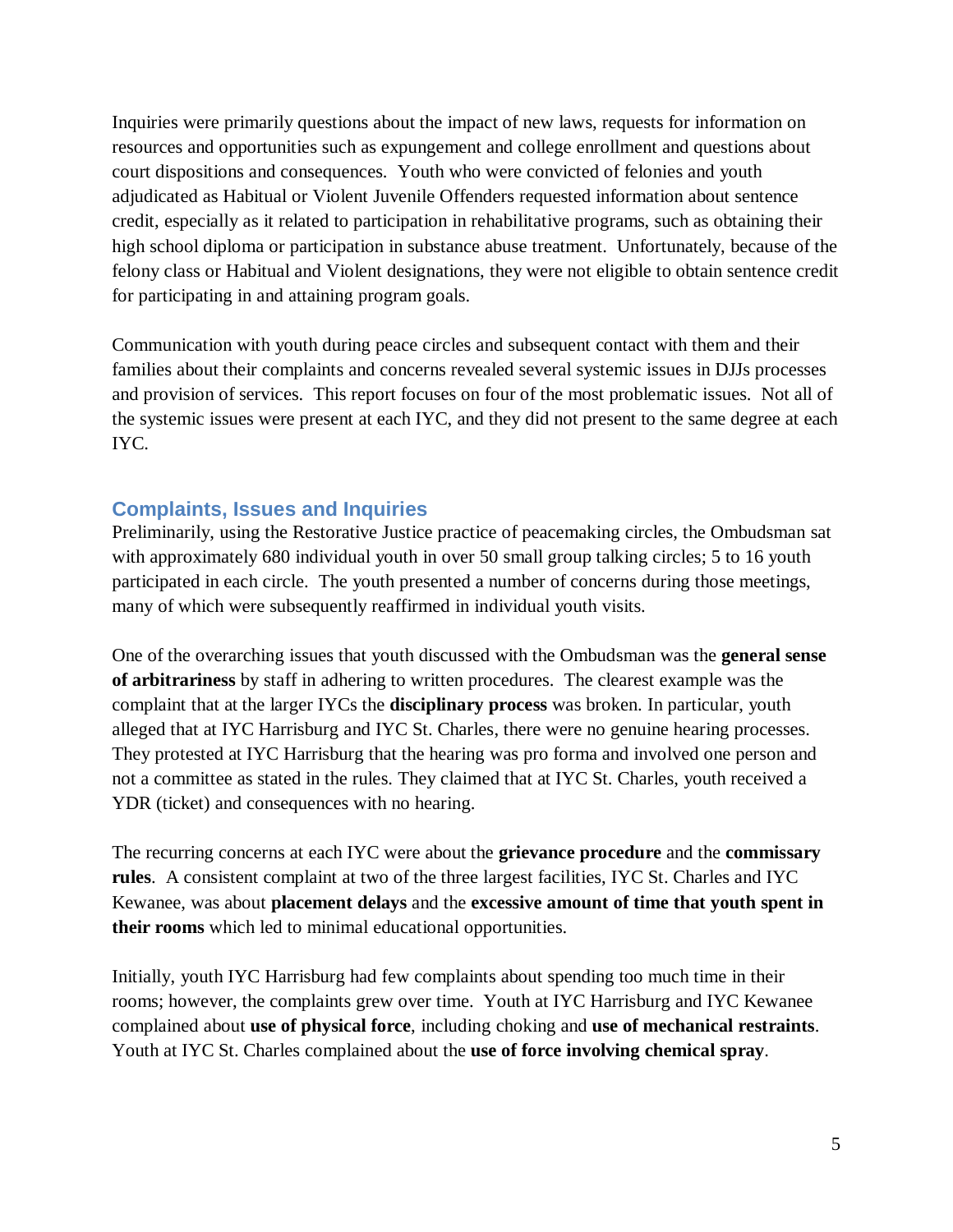Inquiries were primarily questions about the impact of new laws, requests for information on resources and opportunities such as expungement and college enrollment and questions about court dispositions and consequences. Youth who were convicted of felonies and youth adjudicated as Habitual or Violent Juvenile Offenders requested information about sentence credit, especially as it related to participation in rehabilitative programs, such as obtaining their high school diploma or participation in substance abuse treatment. Unfortunately, because of the felony class or Habitual and Violent designations, they were not eligible to obtain sentence credit for participating in and attaining program goals.

Communication with youth during peace circles and subsequent contact with them and their families about their complaints and concerns revealed several systemic issues in DJJs processes and provision of services. This report focuses on four of the most problematic issues. Not all of the systemic issues were present at each IYC, and they did not present to the same degree at each IYC.

## Complaints, Issues and Inquiries

Preliminarily, using the Restorative Justice practice of peacemaking circles, the Ombudsman sat with approximately 680 individual youth in over 50 small group talking circles; 5 to 16 youth participated in each circle. The youth presented a number of concerns during those meetings, many of which were subsequently reaffirmed in individual youth visits.

One of the overarching issues that youth discussed with the Ombudsman was the **general sense of arbitrariness** by staff in adhering to written procedures. The clearest example was the complaint that at the larger IYCs the **disciplinary process** was broken. In particular, youth alleged that at IYC Harrisburg and IYC St. Charles, there were no genuine hearing processes. They protested at IYC Harrisburg that the hearing was pro forma and involved one person and not a committee as stated in the rules. They claimed that at IYC St. Charles, youth received a YDR (ticket) and consequences with no hearing.

The recurring concerns at each IYC were about the **grievance procedure** and the **commissary rules**. A consistent complaint at two of the three largest facilities, IYC St. Charles and IYC Kewanee, was about **placement delays** and the **excessive amount of time that youth spent in their rooms** which led to minimal educational opportunities.

Initially, youth IYC Harrisburg had few complaints about spending too much time in their rooms; however, the complaints grew over time. Youth at IYC Harrisburg and IYC Kewanee complained about **use of physical force**, including choking and **use of mechanical restraints**. Youth at IYC St. Charles complained about the **use of force involving chemical spray**.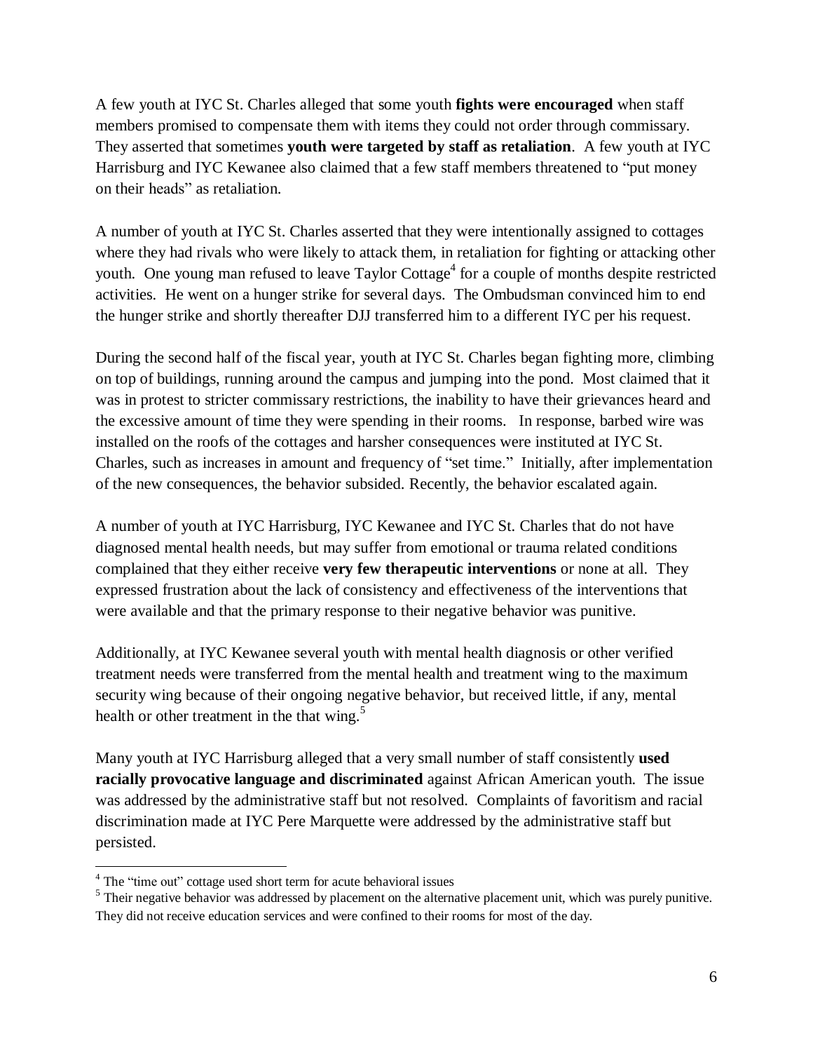A few youth at IYC St. Charles alleged that some youth **fights were encouraged** when staff members promised to compensate them with items they could not order through commissary. They asserted that sometimes **youth were targeted by staff as retaliation**. A few youth at IYC Harrisburg and IYC Kewanee also claimed that a few staff members threatened to "put money on their heads" as retaliation.

A number of youth at IYC St. Charles asserted that they were intentionally assigned to cottages where they had rivals who were likely to attack them, in retaliation for fighting or attacking other youth. One young man refused to leave Taylor Cottage[4] for a couple of months despite restricted activities. He went on a hunger strike for several days. The Ombudsman convinced him to end the hunger strike and shortly thereafter DJJ transferred him to a different IYC per his request.

During the second half of the fiscal year, youth at IYC St. Charles began fighting more, climbing on top of buildings, running around the campus and jumping into the pond. Most claimed that it was in protest to stricter commissary restrictions, the inability to have their grievances heard and the excessive amount of time they were spending in their rooms. In response, barbed wire was installed on the roofs of the cottages and harsher consequences were instituted at IYC St. Charles, such as increases in amount and frequency of "set time." Initially, after implementation of the new consequences, the behavior subsided. Recently, the behavior escalated again.

A number of youth at IYC Harrisburg, IYC Kewanee and IYC St. Charles that do not have diagnosed mental health needs, but may suffer from emotional or trauma related conditions complained that they either receive **very few therapeutic interventions** or none at all. They expressed frustration about the lack of consistency and effectiveness of the interventions that were available and that the primary response to their negative behavior was punitive.

Additionally, at IYC Kewanee several youth with mental health diagnosis or other verified treatment needs were transferred from the mental health and treatment wing to the maximum security wing because of their ongoing negative behavior, but received little, if any, mental health or other treatment in the that wing.[5]

Many youth at IYC Harrisburg alleged that a very small number of staff consistently **used racially provocative language and discriminated** against African American youth. The issue was addressed by the administrative staff but not resolved. Complaints of favoritism and racial discrimination made at IYC Pere Marquette were addressed by the administrative staff but persisted.

---

[4] The "time out" cottage used short term for acute behavioral issues

[5] Their negative behavior was addressed by placement on the alternative placement unit, which was purely punitive. They did not receive education services and were confined to their rooms for most of the day.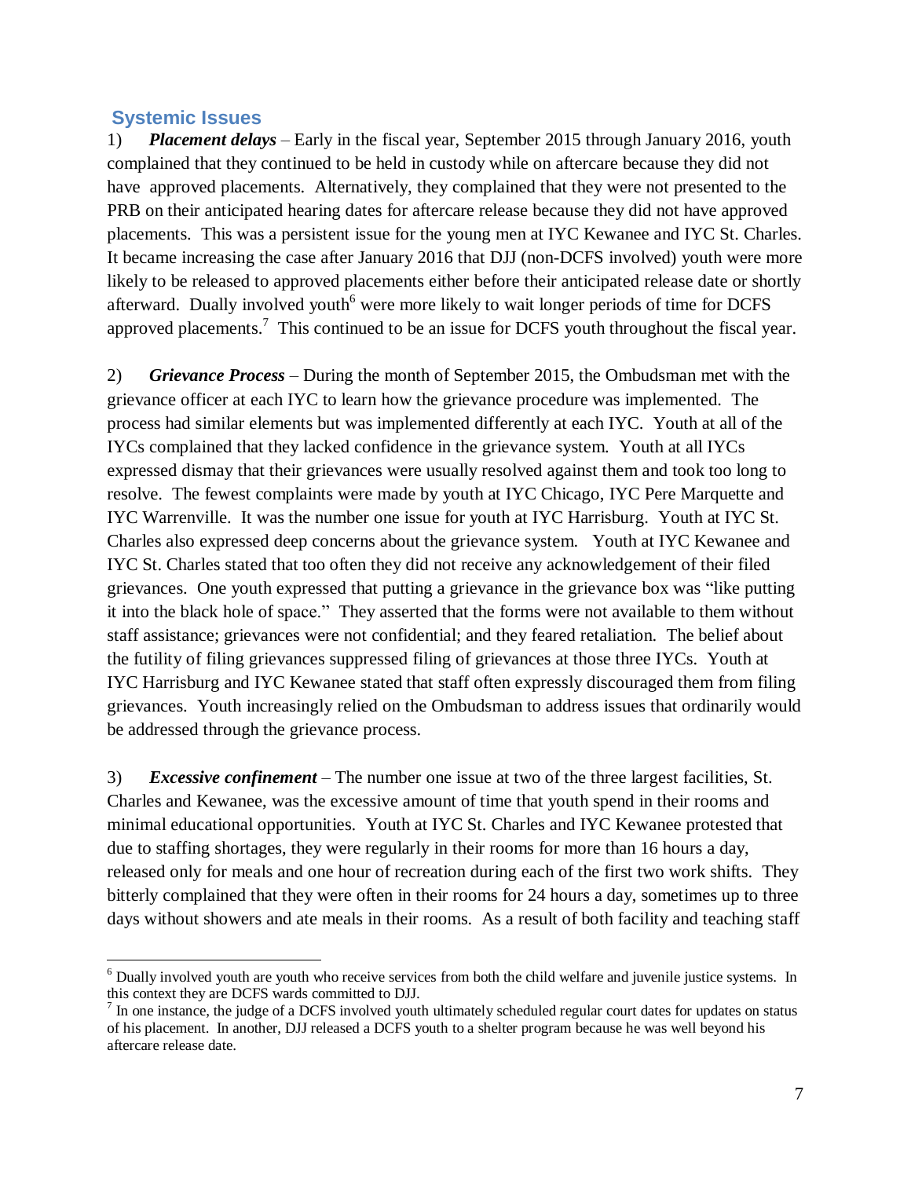## Systemic Issues

1) ***Placement delays*** – Early in the fiscal year, September 2015 through January 2016, youth complained that they continued to be held in custody while on aftercare because they did not have approved placements. Alternatively, they complained that they were not presented to the PRB on their anticipated hearing dates for aftercare release because they did not have approved placements. This was a persistent issue for the young men at IYC Kewanee and IYC St. Charles. It became increasing the case after January 2016 that DJJ (non-DCFS involved) youth were more likely to be released to approved placements either before their anticipated release date or shortly afterward. Dually involved youth[6] were more likely to wait longer periods of time for DCFS approved placements.[7] This continued to be an issue for DCFS youth throughout the fiscal year.

2) ***Grievance Process*** – During the month of September 2015, the Ombudsman met with the grievance officer at each IYC to learn how the grievance procedure was implemented. The process had similar elements but was implemented differently at each IYC. Youth at all of the IYCs complained that they lacked confidence in the grievance system. Youth at all IYCs expressed dismay that their grievances were usually resolved against them and took too long to resolve. The fewest complaints were made by youth at IYC Chicago, IYC Pere Marquette and IYC Warrenville. It was the number one issue for youth at IYC Harrisburg. Youth at IYC St. Charles also expressed deep concerns about the grievance system. Youth at IYC Kewanee and IYC St. Charles stated that too often they did not receive any acknowledgement of their filed grievances. One youth expressed that putting a grievance in the grievance box was "like putting it into the black hole of space." They asserted that the forms were not available to them without staff assistance; grievances were not confidential; and they feared retaliation. The belief about the futility of filing grievances suppressed filing of grievances at those three IYCs. Youth at IYC Harrisburg and IYC Kewanee stated that staff often expressly discouraged them from filing grievances. Youth increasingly relied on the Ombudsman to address issues that ordinarily would be addressed through the grievance process.

3) ***Excessive confinement*** – The number one issue at two of the three largest facilities, St. Charles and Kewanee, was the excessive amount of time that youth spend in their rooms and minimal educational opportunities. Youth at IYC St. Charles and IYC Kewanee protested that due to staffing shortages, they were regularly in their rooms for more than 16 hours a day, released only for meals and one hour of recreation during each of the first two work shifts. They bitterly complained that they were often in their rooms for 24 hours a day, sometimes up to three days without showers and ate meals in their rooms. As a result of both facility and teaching staff

---

[6] Dually involved youth are youth who receive services from both the child welfare and juvenile justice systems. In this context they are DCFS wards committed to DJJ.

[7] In one instance, the judge of a DCFS involved youth ultimately scheduled regular court dates for updates on status of his placement. In another, DJJ released a DCFS youth to a shelter program because he was well beyond his aftercare release date.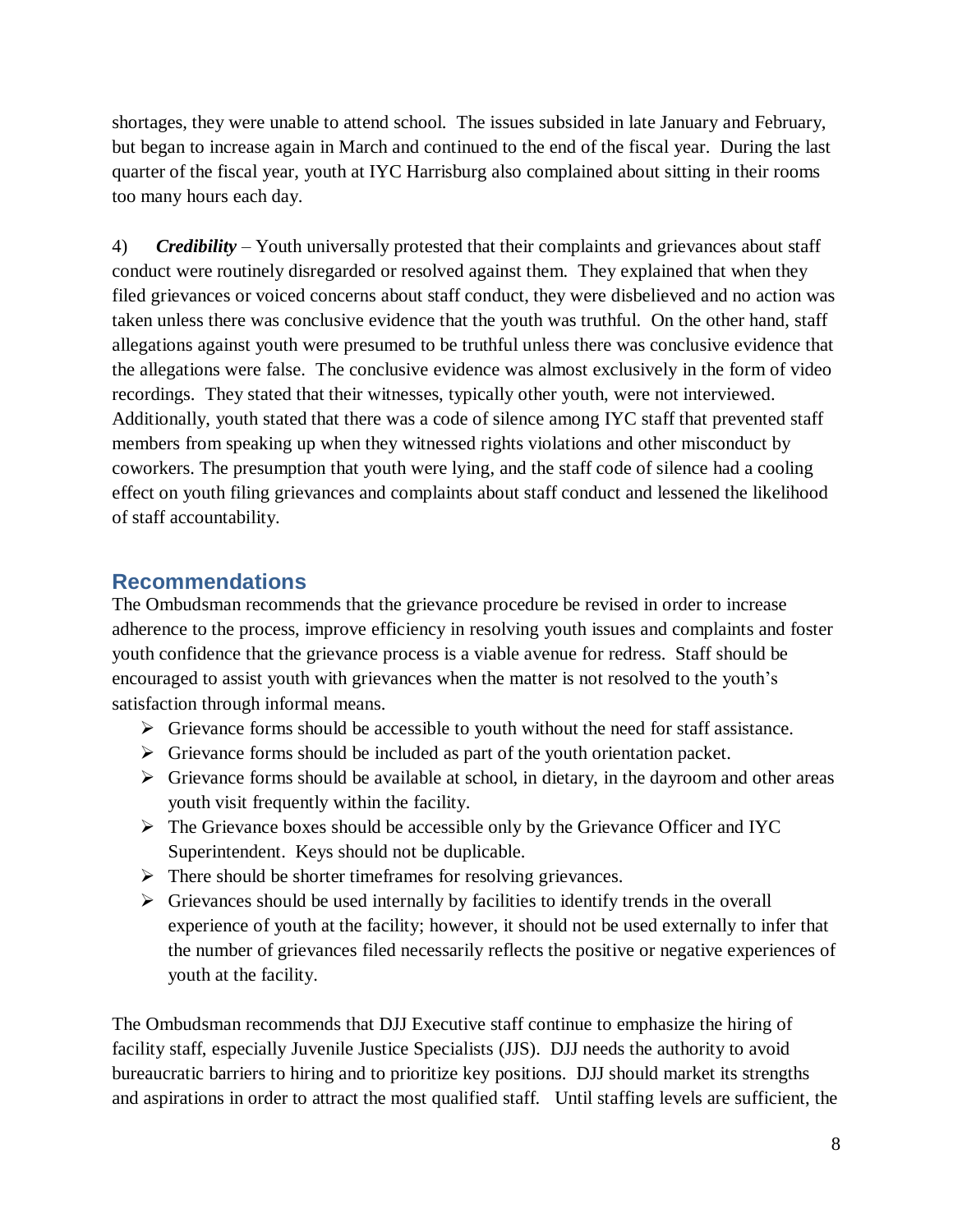shortages, they were unable to attend school. The issues subsided in late January and February, but began to increase again in March and continued to the end of the fiscal year. During the last quarter of the fiscal year, youth at IYC Harrisburg also complained about sitting in their rooms too many hours each day.

4) ***Credibility*** – Youth universally protested that their complaints and grievances about staff conduct were routinely disregarded or resolved against them. They explained that when they filed grievances or voiced concerns about staff conduct, they were disbelieved and no action was taken unless there was conclusive evidence that the youth was truthful. On the other hand, staff allegations against youth were presumed to be truthful unless there was conclusive evidence that the allegations were false. The conclusive evidence was almost exclusively in the form of video recordings. They stated that their witnesses, typically other youth, were not interviewed. Additionally, youth stated that there was a code of silence among IYC staff that prevented staff members from speaking up when they witnessed rights violations and other misconduct by coworkers. The presumption that youth were lying, and the staff code of silence had a cooling effect on youth filing grievances and complaints about staff conduct and lessened the likelihood of staff accountability.

## Recommendations

The Ombudsman recommends that the grievance procedure be revised in order to increase adherence to the process, improve efficiency in resolving youth issues and complaints and foster youth confidence that the grievance process is a viable avenue for redress. Staff should be encouraged to assist youth with grievances when the matter is not resolved to the youth's satisfaction through informal means.

- Grievance forms should be accessible to youth without the need for staff assistance.
- Grievance forms should be included as part of the youth orientation packet.
- Grievance forms should be available at school, in dietary, in the dayroom and other areas youth visit frequently within the facility.
- The Grievance boxes should be accessible only by the Grievance Officer and IYC Superintendent. Keys should not be duplicable.
- There should be shorter timeframes for resolving grievances.
- Grievances should be used internally by facilities to identify trends in the overall experience of youth at the facility; however, it should not be used externally to infer that the number of grievances filed necessarily reflects the positive or negative experiences of youth at the facility.

The Ombudsman recommends that DJJ Executive staff continue to emphasize the hiring of facility staff, especially Juvenile Justice Specialists (JJS). DJJ needs the authority to avoid bureaucratic barriers to hiring and to prioritize key positions. DJJ should market its strengths and aspirations in order to attract the most qualified staff. Until staffing levels are sufficient, the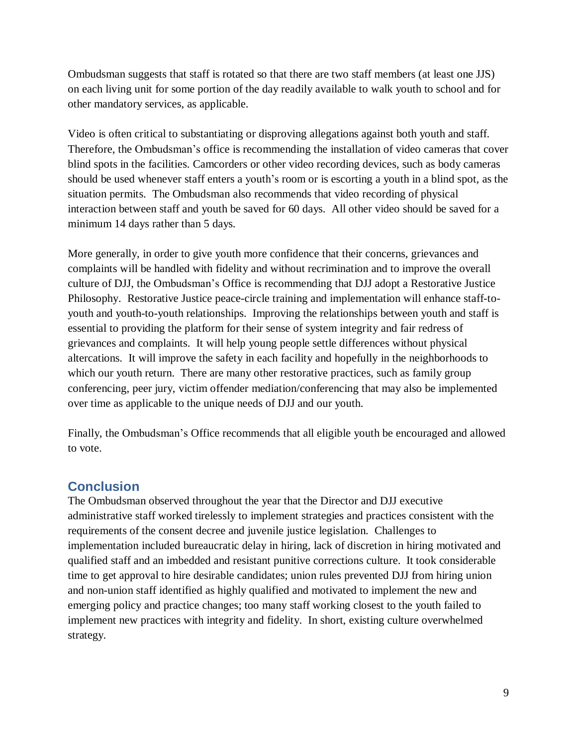Ombudsman suggests that staff is rotated so that there are two staff members (at least one JJS) on each living unit for some portion of the day readily available to walk youth to school and for other mandatory services, as applicable.

Video is often critical to substantiating or disproving allegations against both youth and staff. Therefore, the Ombudsman's office is recommending the installation of video cameras that cover blind spots in the facilities. Camcorders or other video recording devices, such as body cameras should be used whenever staff enters a youth's room or is escorting a youth in a blind spot, as the situation permits. The Ombudsman also recommends that video recording of physical interaction between staff and youth be saved for 60 days. All other video should be saved for a minimum 14 days rather than 5 days.

More generally, in order to give youth more confidence that their concerns, grievances and complaints will be handled with fidelity and without recrimination and to improve the overall culture of DJJ, the Ombudsman's Office is recommending that DJJ adopt a Restorative Justice Philosophy. Restorative Justice peace-circle training and implementation will enhance staff-to-youth and youth-to-youth relationships. Improving the relationships between youth and staff is essential to providing the platform for their sense of system integrity and fair redress of grievances and complaints. It will help young people settle differences without physical altercations. It will improve the safety in each facility and hopefully in the neighborhoods to which our youth return. There are many other restorative practices, such as family group conferencing, peer jury, victim offender mediation/conferencing that may also be implemented over time as applicable to the unique needs of DJJ and our youth.

Finally, the Ombudsman's Office recommends that all eligible youth be encouraged and allowed to vote.

## Conclusion

The Ombudsman observed throughout the year that the Director and DJJ executive administrative staff worked tirelessly to implement strategies and practices consistent with the requirements of the consent decree and juvenile justice legislation. Challenges to implementation included bureaucratic delay in hiring, lack of discretion in hiring motivated and qualified staff and an imbedded and resistant punitive corrections culture. It took considerable time to get approval to hire desirable candidates; union rules prevented DJJ from hiring union and non-union staff identified as highly qualified and motivated to implement the new and emerging policy and practice changes; too many staff working closest to the youth failed to implement new practices with integrity and fidelity. In short, existing culture overwhelmed strategy.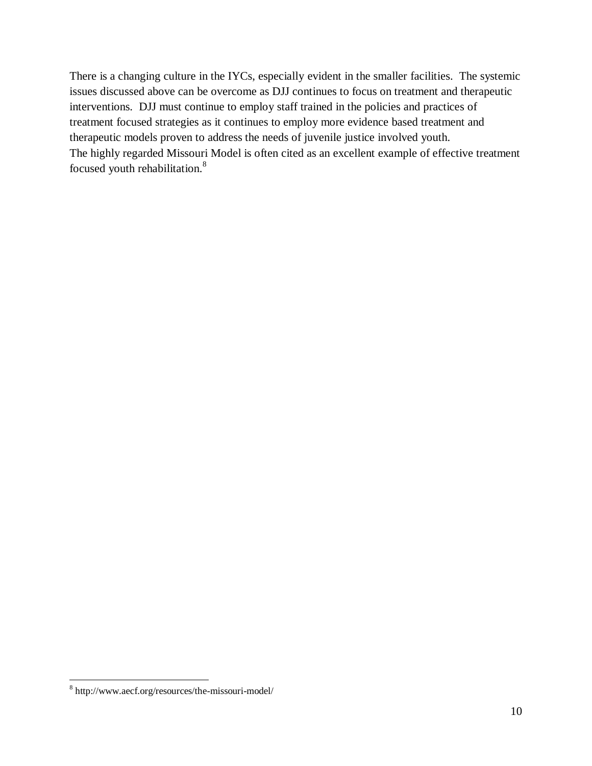There is a changing culture in the IYCs, especially evident in the smaller facilities. The systemic issues discussed above can be overcome as DJJ continues to focus on treatment and therapeutic interventions. DJJ must continue to employ staff trained in the policies and practices of treatment focused strategies as it continues to employ more evidence based treatment and therapeutic models proven to address the needs of juvenile justice involved youth.
The highly regarded Missouri Model is often cited as an excellent example of effective treatment focused youth rehabilitation.[8]

---

[8] http://www.aecf.org/resources/the-missouri-model/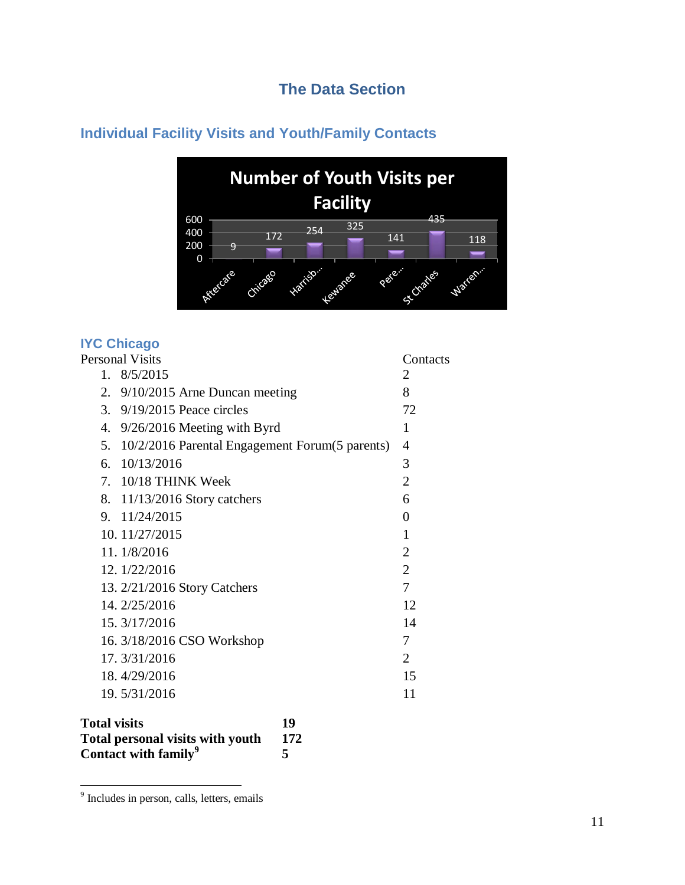# The Data Section

## Individual Facility Visits and Youth/Family Contacts

Number of Youth Visits per Facility

| Facility | Visits |
|---|---|
| Aftercare | 9 |
| Chicago | 172 |
| Harrisb... | 254 |
| Kewanee | 325 |
| Pere... | 141 |
| St Charles | 435 |
| Warren... | 118 |

### IYC Chicago

| Personal Visits | Contacts |
|---|---|
| 1. 8/5/2015 | 2 |
| 2. 9/10/2015 Arne Duncan meeting | 8 |
| 3. 9/19/2015 Peace circles | 72 |
| 4. 9/26/2016 Meeting with Byrd | 1 |
| 5. 10/2/2016 Parental Engagement Forum(5 parents) | 4 |
| 6. 10/13/2016 | 3 |
| 7. 10/18 THINK Week | 2 |
| 8. 11/13/2016 Story catchers | 6 |
| 9. 11/24/2015 | 0 |
| 10. 11/27/2015 | 1 |
| 11. 1/8/2016 | 2 |
| 12. 1/22/2016 | 2 |
| 13. 2/21/2016 Story Catchers | 7 |
| 14. 2/25/2016 | 12 |
| 15. 3/17/2016 | 14 |
| 16. 3/18/2016 CSO Workshop | 7 |
| 17. 3/31/2016 | 2 |
| 18. 4/29/2016 | 15 |
| 19. 5/31/2016 | 11 |

| | |
|---|---|
| **Total visits** | **19** |
| **Total personal visits with youth** | **172** |
| **Contact with family**[9] | **5** |

[9] Includes in person, calls, letters, emails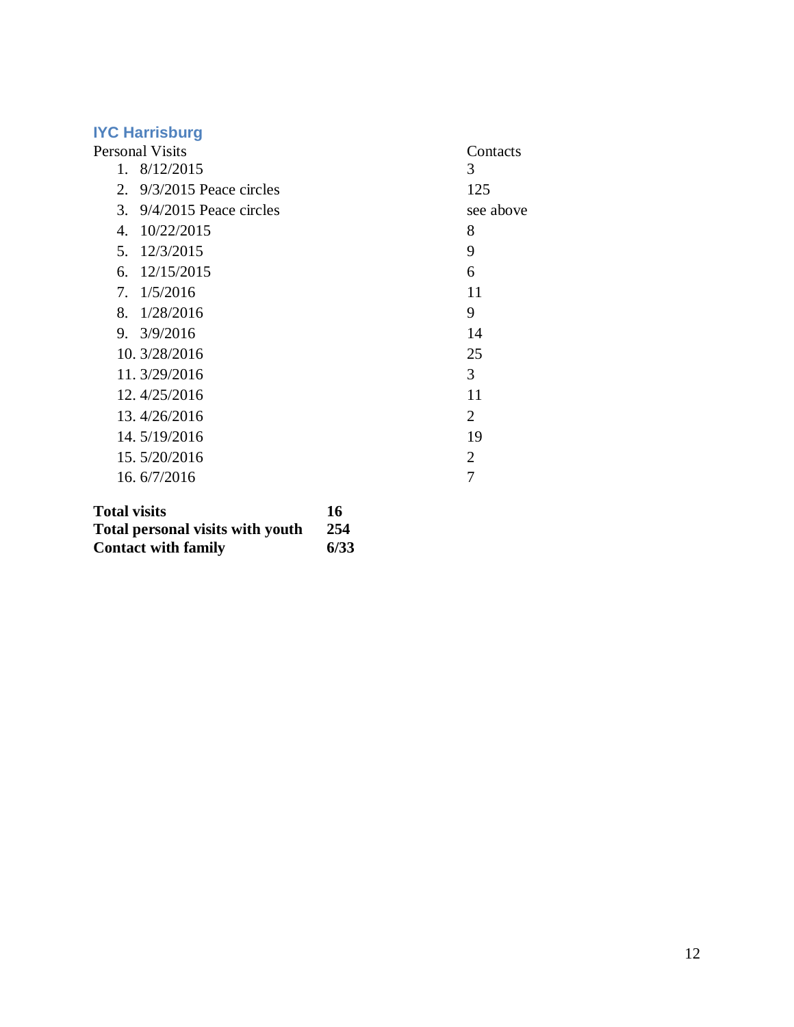### IYC Harrisburg

| Personal Visits | Contacts |
|---|---|
| 1. 8/12/2015 | 3 |
| 2. 9/3/2015 Peace circles | 125 |
| 3. 9/4/2015 Peace circles | see above |
| 4. 10/22/2015 | 8 |
| 5. 12/3/2015 | 9 |
| 6. 12/15/2015 | 6 |
| 7. 1/5/2016 | 11 |
| 8. 1/28/2016 | 9 |
| 9. 3/9/2016 | 14 |
| 10. 3/28/2016 | 25 |
| 11. 3/29/2016 | 3 |
| 12. 4/25/2016 | 11 |
| 13. 4/26/2016 | 2 |
| 14. 5/19/2016 | 19 |
| 15. 5/20/2016 | 2 |
| 16. 6/7/2016 | 7 |

| | |
|---|---|
| **Total visits** | **16** |
| **Total personal visits with youth** | **254** |
| **Contact with family** | **6/33** |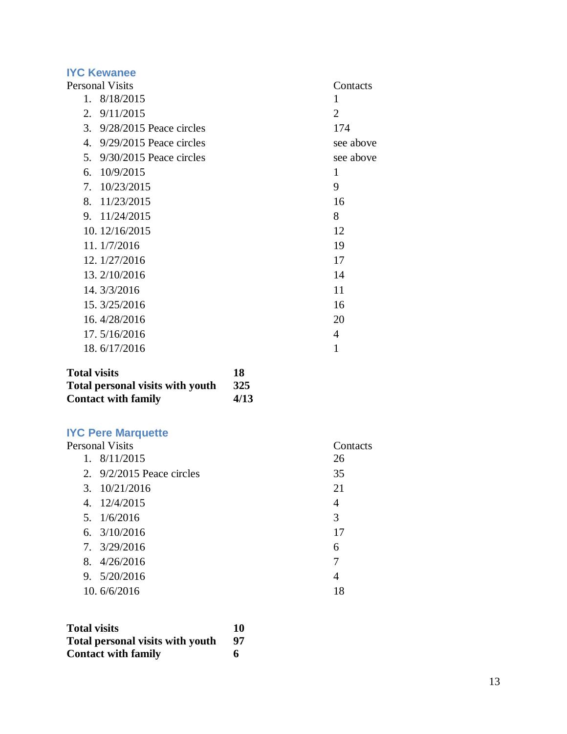### IYC Kewanee

| Personal Visits | Contacts |
|---|---|
| 1. 8/18/2015 | 1 |
| 2. 9/11/2015 | 2 |
| 3. 9/28/2015 Peace circles | 174 |
| 4. 9/29/2015 Peace circles | see above |
| 5. 9/30/2015 Peace circles | see above |
| 6. 10/9/2015 | 1 |
| 7. 10/23/2015 | 9 |
| 8. 11/23/2015 | 16 |
| 9. 11/24/2015 | 8 |
| 10. 12/16/2015 | 12 |
| 11. 1/7/2016 | 19 |
| 12. 1/27/2016 | 17 |
| 13. 2/10/2016 | 14 |
| 14. 3/3/2016 | 11 |
| 15. 3/25/2016 | 16 |
| 16. 4/28/2016 | 20 |
| 17. 5/16/2016 | 4 |
| 18. 6/17/2016 | 1 |

**Total visits** **18**
**Total personal visits with youth** **325**
**Contact with family** **4/13**

### IYC Pere Marquette

| Personal Visits | Contacts |
|---|---|
| 1. 8/11/2015 | 26 |
| 2. 9/2/2015 Peace circles | 35 |
| 3. 10/21/2016 | 21 |
| 4. 12/4/2015 | 4 |
| 5. 1/6/2016 | 3 |
| 6. 3/10/2016 | 17 |
| 7. 3/29/2016 | 6 |
| 8. 4/26/2016 | 7 |
| 9. 5/20/2016 | 4 |
| 10. 6/6/2016 | 18 |

**Total visits** **10**
**Total personal visits with youth** **97**
**Contact with family** **6**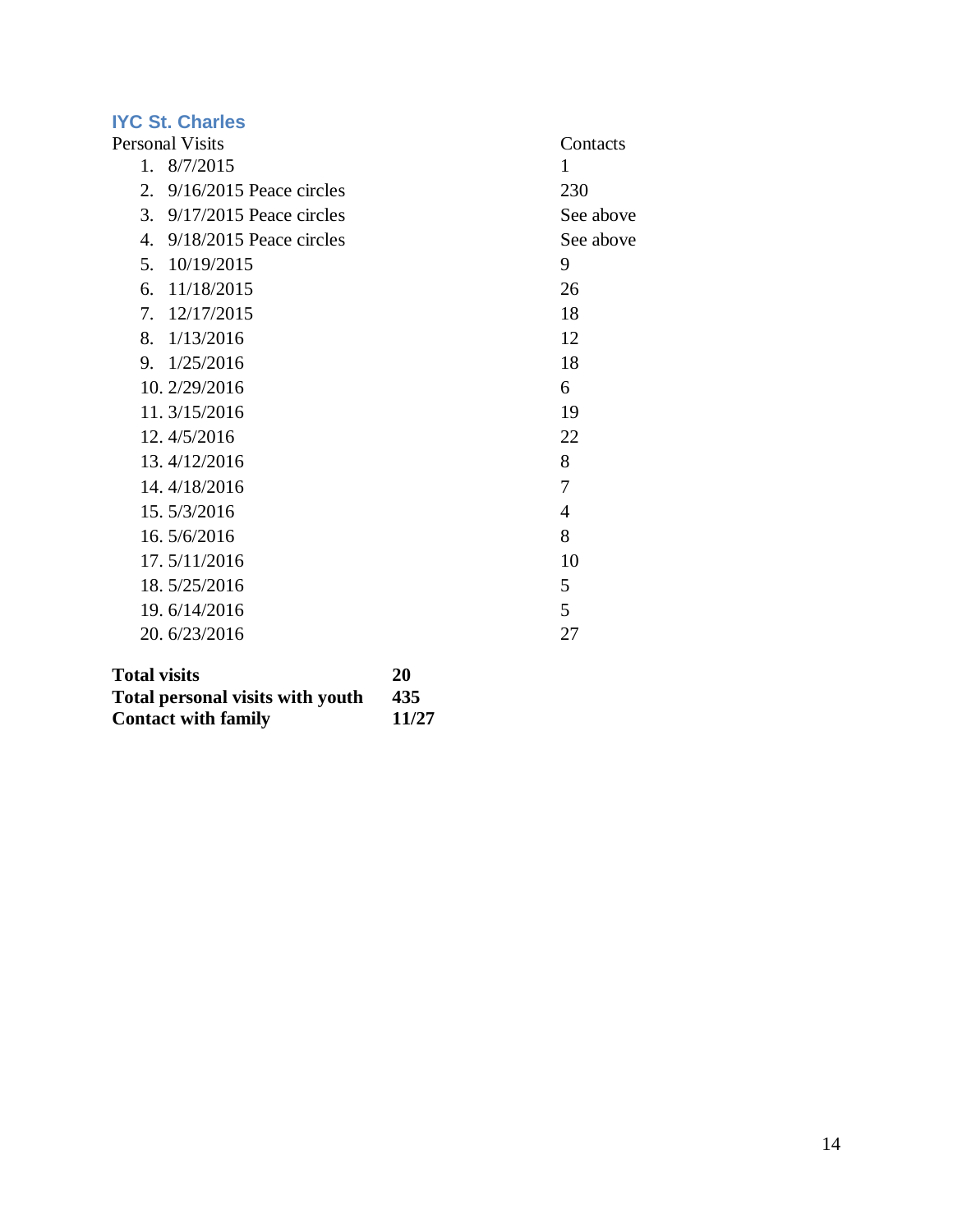### IYC St. Charles

| Personal Visits | Contacts |
|---|---|
| 1. 8/7/2015 | 1 |
| 2. 9/16/2015 Peace circles | 230 |
| 3. 9/17/2015 Peace circles | See above |
| 4. 9/18/2015 Peace circles | See above |
| 5. 10/19/2015 | 9 |
| 6. 11/18/2015 | 26 |
| 7. 12/17/2015 | 18 |
| 8. 1/13/2016 | 12 |
| 9. 1/25/2016 | 18 |
| 10. 2/29/2016 | 6 |
| 11. 3/15/2016 | 19 |
| 12. 4/5/2016 | 22 |
| 13. 4/12/2016 | 8 |
| 14. 4/18/2016 | 7 |
| 15. 5/3/2016 | 4 |
| 16. 5/6/2016 | 8 |
| 17. 5/11/2016 | 10 |
| 18. 5/25/2016 | 5 |
| 19. 6/14/2016 | 5 |
| 20. 6/23/2016 | 27 |

| | |
|---|---|
| **Total visits** | **20** |
| **Total personal visits with youth** | **435** |
| **Contact with family** | **11/27** |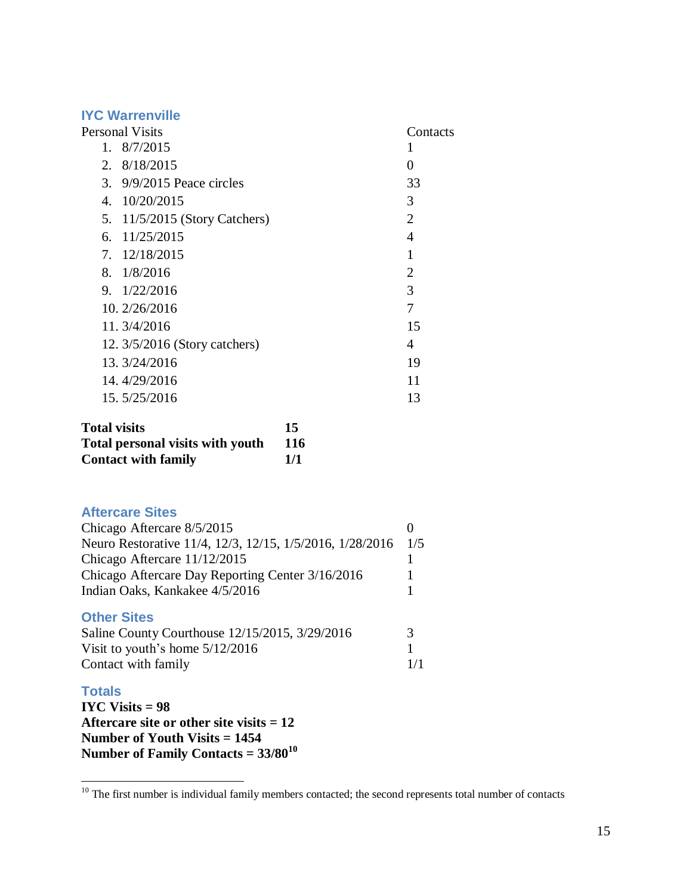### IYC Warrenville

| Personal Visits | Contacts |
|---|---|
| 1. 8/7/2015 | 1 |
| 2. 8/18/2015 | 0 |
| 3. 9/9/2015 Peace circles | 33 |
| 4. 10/20/2015 | 3 |
| 5. 11/5/2015 (Story Catchers) | 2 |
| 6. 11/25/2015 | 4 |
| 7. 12/18/2015 | 1 |
| 8. 1/8/2016 | 2 |
| 9. 1/22/2016 | 3 |
| 10. 2/26/2016 | 7 |
| 11. 3/4/2016 | 15 |
| 12. 3/5/2016 (Story catchers) | 4 |
| 13. 3/24/2016 | 19 |
| 14. 4/29/2016 | 11 |
| 15. 5/25/2016 | 13 |

| | |
|---|---|
| **Total visits** | **15** |
| **Total personal visits with youth** | **116** |
| **Contact with family** | **1/1** |

### Aftercare Sites

| | |
|---|---|
| Chicago Aftercare 8/5/2015 | 0 |
| Neuro Restorative 11/4, 12/3, 12/15, 1/5/2016, 1/28/2016 | 1/5 |
| Chicago Aftercare 11/12/2015 | 1 |
| Chicago Aftercare Day Reporting Center 3/16/2016 | 1 |
| Indian Oaks, Kankakee 4/5/2016 | 1 |

### Other Sites

| | |
|---|---|
| Saline County Courthouse 12/15/2015, 3/29/2016 | 3 |
| Visit to youth's home 5/12/2016 | 1 |
| Contact with family | 1/1 |

### Totals

**IYC Visits = 98**
**Aftercare site or other site visits = 12**
**Number of Youth Visits = 1454**
**Number of Family Contacts = 33/80[10]**

[10] The first number is individual family members contacted; the second represents total number of contacts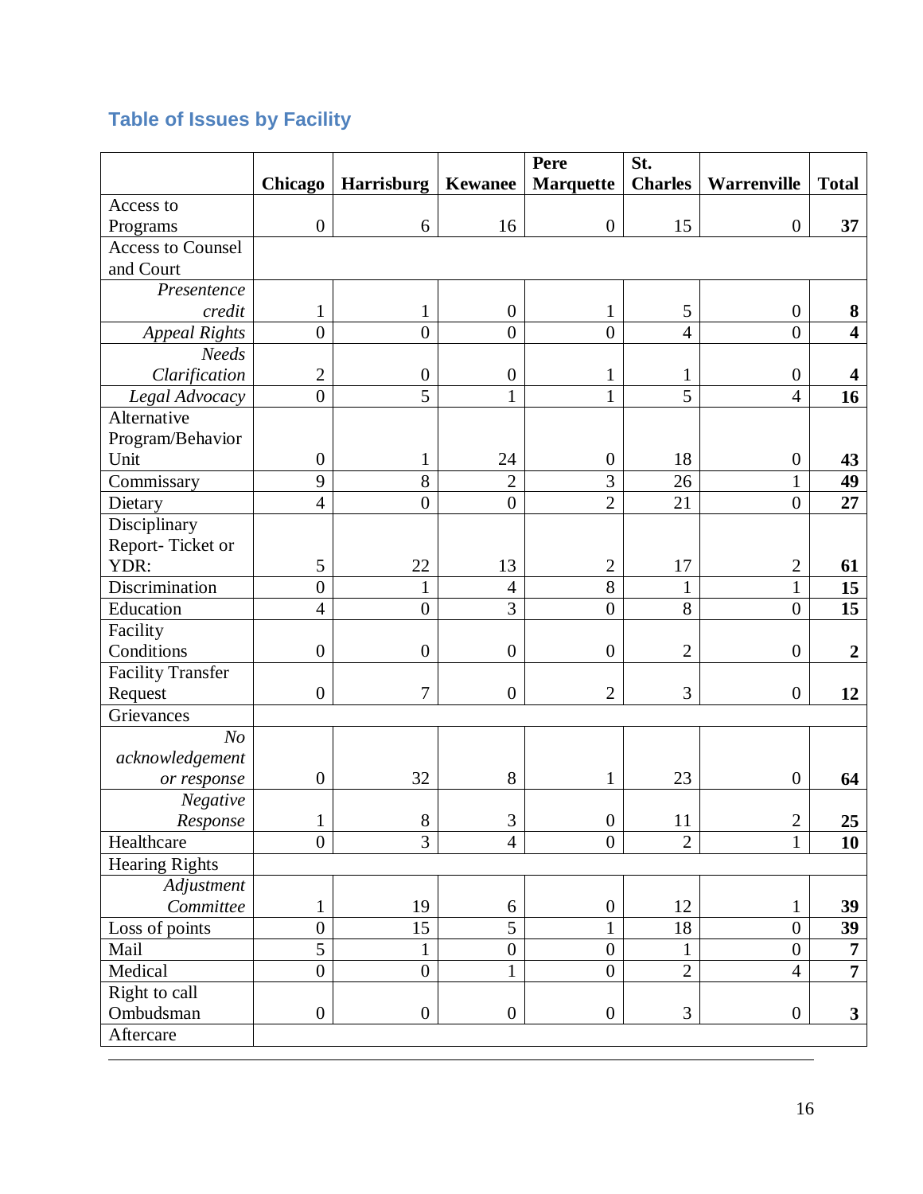## Table of Issues by Facility

| | Chicago | Harrisburg | Kewanee | Pere Marquette | St. Charles | Warrenville | Total |
|---|---|---|---|---|---|---|---|
| Access to Programs | 0 | 6 | 16 | 0 | 15 | 0 | **37** |
| Access to Counsel and Court | | | | | | | |
| *Presentence credit* | 1 | 1 | 0 | 1 | 5 | 0 | **8** |
| *Appeal Rights* | 0 | 0 | 0 | 0 | 4 | 0 | **4** |
| *Needs Clarification* | 2 | 0 | 0 | 1 | 1 | 0 | **4** |
| *Legal Advocacy* | 0 | 5 | 1 | 1 | 5 | 4 | **16** |
| Alternative Program/Behavior Unit | 0 | 1 | 24 | 0 | 18 | 0 | **43** |
| Commissary | 9 | 8 | 2 | 3 | 26 | 1 | **49** |
| Dietary | 4 | 0 | 0 | 2 | 21 | 0 | **27** |
| Disciplinary Report- Ticket or YDR: | 5 | 22 | 13 | 2 | 17 | 2 | **61** |
| Discrimination | 0 | 1 | 4 | 8 | 1 | 1 | **15** |
| Education | 4 | 0 | 3 | 0 | 8 | 0 | **15** |
| Facility Conditions | 0 | 0 | 0 | 0 | 2 | 0 | **2** |
| Facility Transfer Request | 0 | 7 | 0 | 2 | 3 | 0 | **12** |
| Grievances | | | | | | | |
| *No acknowledgement or response* | 0 | 32 | 8 | 1 | 23 | 0 | **64** |
| *Negative Response* | 1 | 8 | 3 | 0 | 11 | 2 | **25** |
| Healthcare | 0 | 3 | 4 | 0 | 2 | 1 | **10** |
| Hearing Rights | | | | | | | |
| *Adjustment Committee* | 1 | 19 | 6 | 0 | 12 | 1 | **39** |
| Loss of points | 0 | 15 | 5 | 1 | 18 | 0 | **39** |
| Mail | 5 | 1 | 0 | 0 | 1 | 0 | **7** |
| Medical | 0 | 0 | 1 | 0 | 2 | 4 | **7** |
| Right to call Ombudsman | 0 | 0 | 0 | 0 | 3 | 0 | **3** |
| Aftercare | | | | | | | |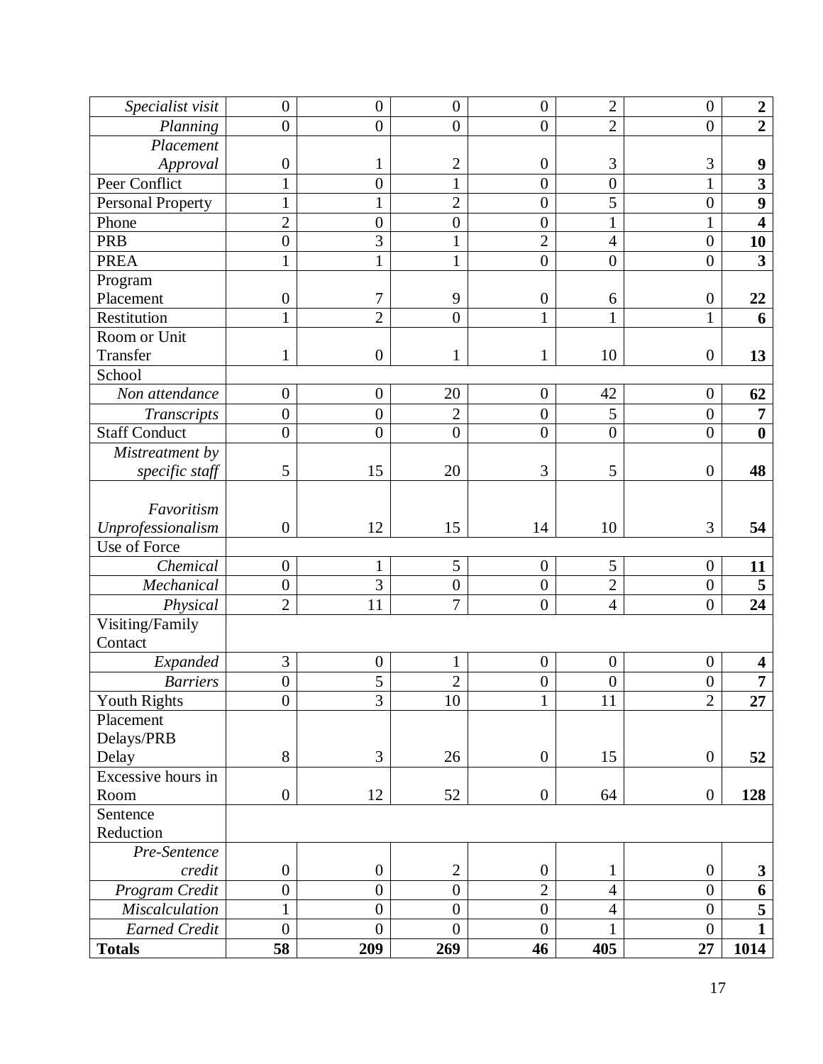| | | | | | | | |
|---|---|---|---|---|---|---|---|
| *Specialist visit* | 0 | 0 | 0 | 0 | 2 | 0 | **2** |
| *Planning* | 0 | 0 | 0 | 0 | 2 | 0 | **2** |
| *Placement Approval* | 0 | 1 | 2 | 0 | 3 | 3 | **9** |
| Peer Conflict | 1 | 0 | 1 | 0 | 0 | 1 | **3** |
| Personal Property | 1 | 1 | 2 | 0 | 5 | 0 | **9** |
| Phone | 2 | 0 | 0 | 0 | 1 | 1 | **4** |
| PRB | 0 | 3 | 1 | 2 | 4 | 0 | **10** |
| PREA | 1 | 1 | 1 | 0 | 0 | 0 | **3** |
| Program Placement | 0 | 7 | 9 | 0 | 6 | 0 | **22** |
| Restitution | 1 | 2 | 0 | 1 | 1 | 1 | **6** |
| Room or Unit Transfer | 1 | 0 | 1 | 1 | 10 | 0 | **13** |
| School | | | | | | | |
| *Non attendance* | 0 | 0 | 20 | 0 | 42 | 0 | **62** |
| *Transcripts* | 0 | 0 | 2 | 0 | 5 | 0 | **7** |
| Staff Conduct | 0 | 0 | 0 | 0 | 0 | 0 | **0** |
| *Mistreatment by specific staff* | 5 | 15 | 20 | 3 | 5 | 0 | **48** |
| *Favoritism Unprofessionalism* | 0 | 12 | 15 | 14 | 10 | 3 | **54** |
| Use of Force | | | | | | | |
| *Chemical* | 0 | 1 | 5 | 0 | 5 | 0 | **11** |
| *Mechanical* | 0 | 3 | 0 | 0 | 2 | 0 | **5** |
| *Physical* | 2 | 11 | 7 | 0 | 4 | 0 | **24** |
| Visiting/Family Contact | | | | | | | |
| *Expanded* | 3 | 0 | 1 | 0 | 0 | 0 | **4** |
| *Barriers* | 0 | 5 | 2 | 0 | 0 | 0 | **7** |
| Youth Rights | 0 | 3 | 10 | 1 | 11 | 2 | **27** |
| Placement Delays/PRB Delay | 8 | 3 | 26 | 0 | 15 | 0 | **52** |
| Excessive hours in Room | 0 | 12 | 52 | 0 | 64 | 0 | **128** |
| Sentence Reduction | | | | | | | |
| *Pre-Sentence credit* | 0 | 0 | 2 | 0 | 1 | 0 | **3** |
| *Program Credit* | 0 | 0 | 0 | 2 | 4 | 0 | **6** |
| *Miscalculation* | 1 | 0 | 0 | 0 | 4 | 0 | **5** |
| *Earned Credit* | 0 | 0 | 0 | 0 | 1 | 0 | **1** |
| **Totals** | **58** | **209** | **269** | **46** | **405** | **27** | **1014** |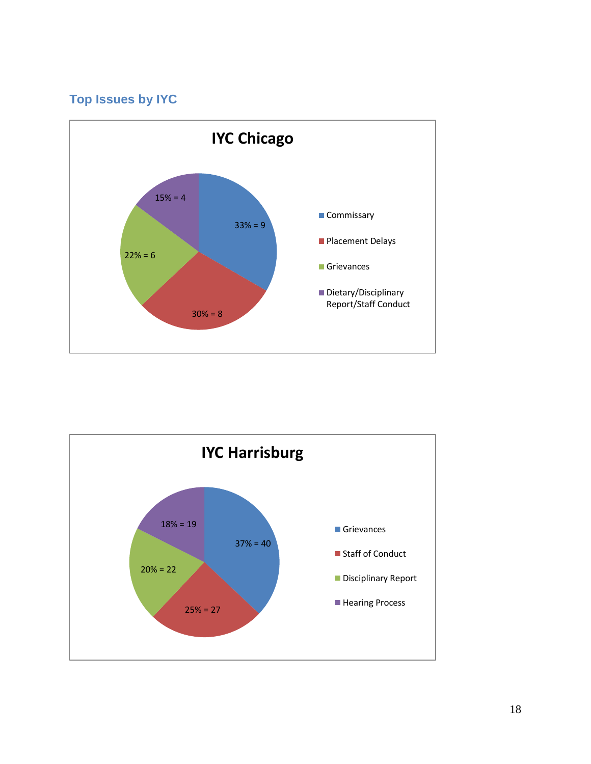## Top Issues by IYC

**IYC Chicago**

| Issue | Percentage | Count |
|---|---|---|
| Commissary | 33% | 9 |
| Placement Delays | 30% | 8 |
| Grievances | 22% | 6 |
| Dietary/Disciplinary Report/Staff Conduct | 15% | 4 |

**IYC Harrisburg**

| Issue | Percentage | Count |
|---|---|---|
| Grievances | 37% | 40 |
| Staff of Conduct | 25% | 27 |
| Disciplinary Report | 20% | 22 |
| Hearing Process | 18% | 19 |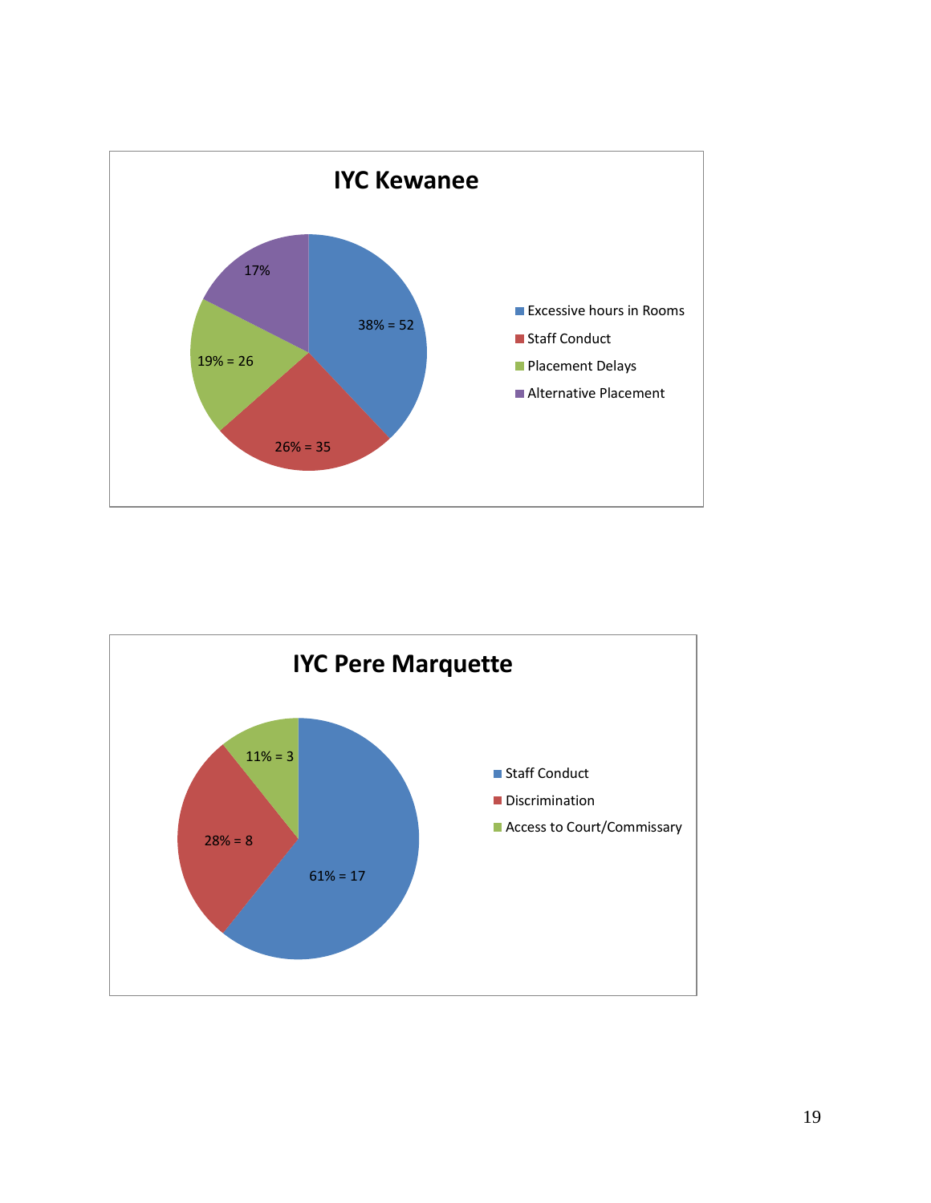## IYC Kewanee

| Category | Percentage | Count |
| --- | --- | --- |
| Excessive hours in Rooms | 38% | 52 |
| Staff Conduct | 26% | 35 |
| Placement Delays | 19% | 26 |
| Alternative Placement | 17% | |

## IYC Pere Marquette

| Category | Percentage | Count |
| --- | --- | --- |
| Staff Conduct | 61% | 17 |
| Discrimination | 28% | 8 |
| Access to Court/Commissary | 11% | 3 |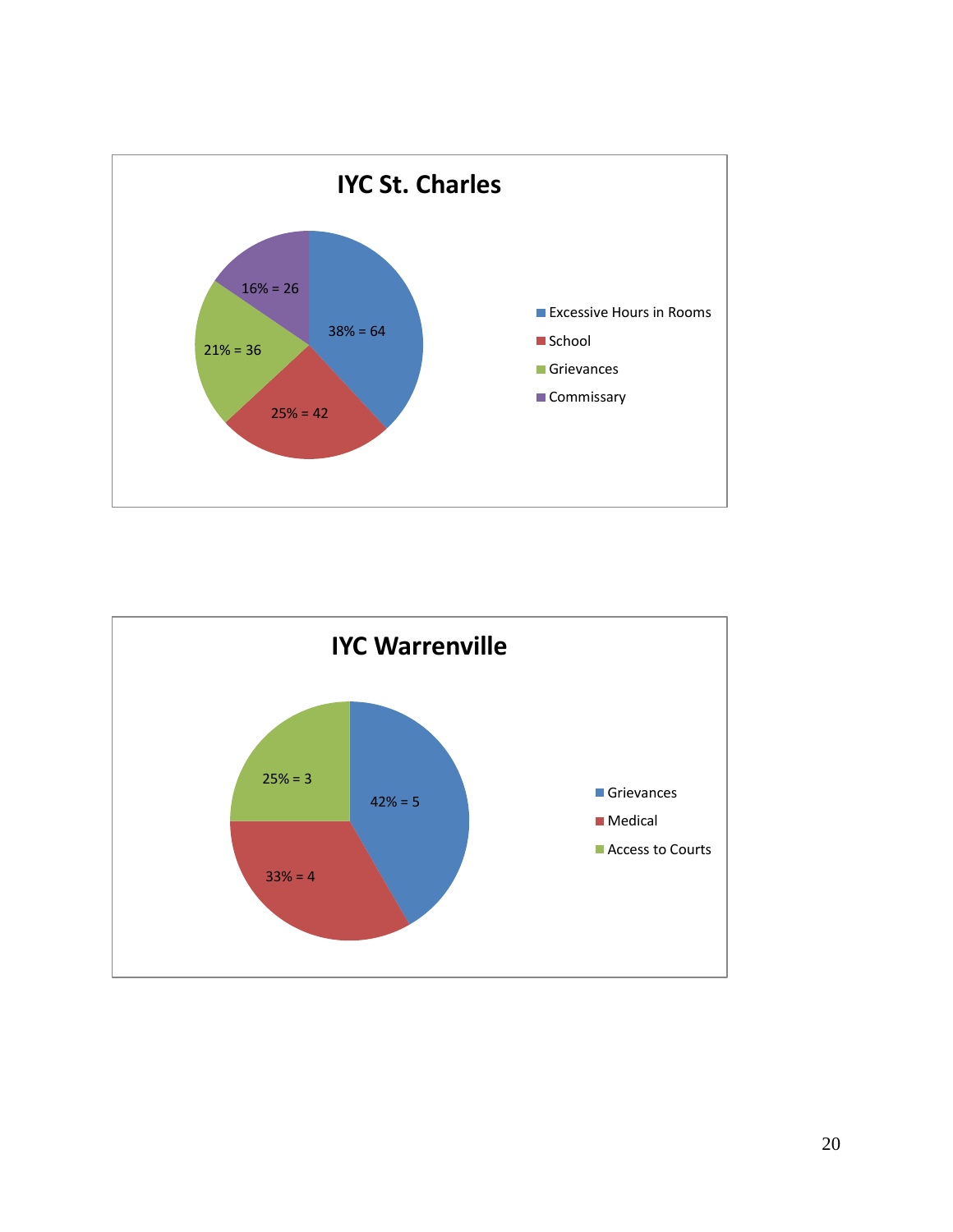## IYC St. Charles

| Category | Percentage | Count |
|---|---|---|
| Excessive Hours in Rooms | 38% | 64 |
| School | 25% | 42 |
| Grievances | 21% | 36 |
| Commissary | 16% | 26 |

## IYC Warrenville

| Category | Percentage | Count |
|---|---|---|
| Grievances | 42% | 5 |
| Medical | 33% | 4 |
| Access to Courts | 25% | 3 |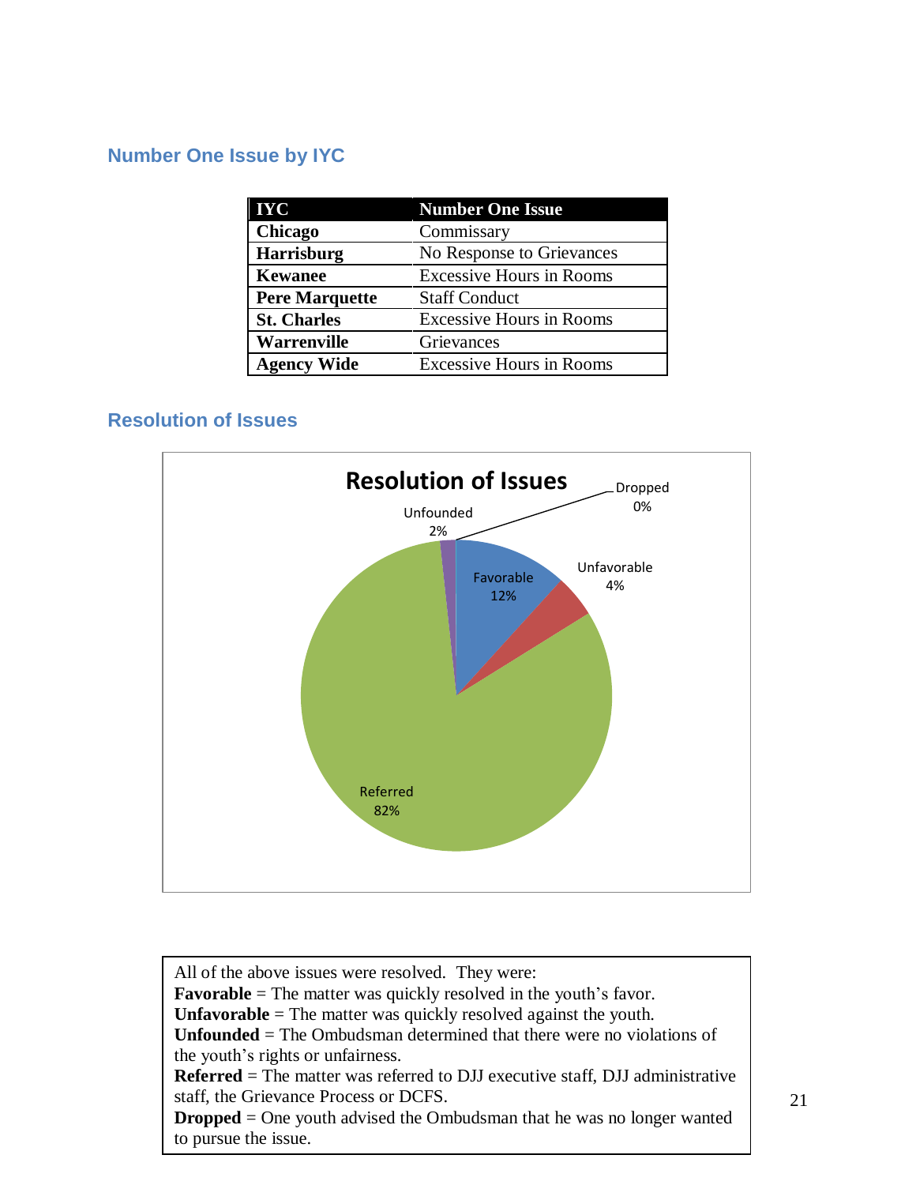## Number One Issue by IYC

| IYC | Number One Issue |
|---|---|
| **Chicago** | Commissary |
| **Harrisburg** | No Response to Grievances |
| **Kewanee** | Excessive Hours in Rooms |
| **Pere Marquette** | Staff Conduct |
| **St. Charles** | Excessive Hours in Rooms |
| **Warrenville** | Grievances |
| **Agency Wide** | Excessive Hours in Rooms |

## Resolution of Issues

**Resolution of Issues**

| Resolution | Percent |
|---|---|
| Favorable | 12% |
| Unfavorable | 4% |
| Referred | 82% |
| Unfounded | 2% |
| Dropped | 0% |

All of the above issues were resolved. They were:
**Favorable** = The matter was quickly resolved in the youth's favor.
**Unfavorable** = The matter was quickly resolved against the youth.
**Unfounded** = The Ombudsman determined that there were no violations of the youth's rights or unfairness.
**Referred** = The matter was referred to DJJ executive staff, DJJ administrative staff, the Grievance Process or DCFS.
**Dropped** = One youth advised the Ombudsman that he was no longer wanted to pursue the issue.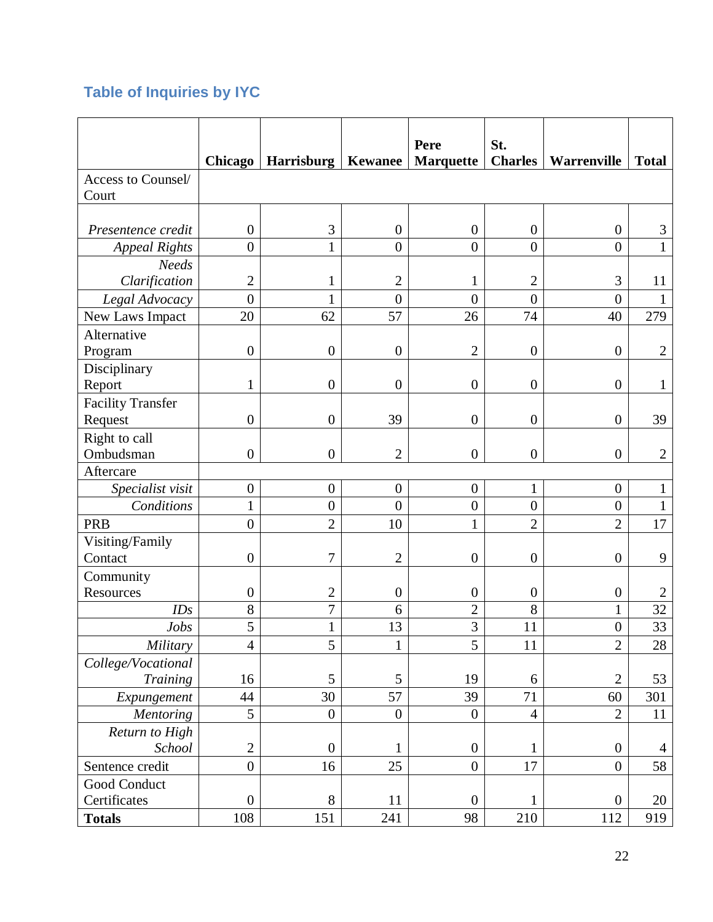## Table of Inquiries by IYC

| | Chicago | Harrisburg | Kewanee | Pere Marquette | St. Charles | Warrenville | Total |
|---|---|---|---|---|---|---|---|
| Access to Counsel/ Court | | | | | | | |
| *Presentence credit* | 0 | 3 | 0 | 0 | 0 | 0 | 3 |
| *Appeal Rights* | 0 | 1 | 0 | 0 | 0 | 0 | 1 |
| *Needs Clarification* | 2 | 1 | 2 | 1 | 2 | 3 | 11 |
| *Legal Advocacy* | 0 | 1 | 0 | 0 | 0 | 0 | 1 |
| New Laws Impact | 20 | 62 | 57 | 26 | 74 | 40 | 279 |
| Alternative Program | 0 | 0 | 0 | 2 | 0 | 0 | 2 |
| Disciplinary Report | 1 | 0 | 0 | 0 | 0 | 0 | 1 |
| Facility Transfer Request | 0 | 0 | 39 | 0 | 0 | 0 | 39 |
| Right to call Ombudsman | 0 | 0 | 2 | 0 | 0 | 0 | 2 |
| Aftercare | | | | | | | |
| *Specialist visit* | 0 | 0 | 0 | 0 | 1 | 0 | 1 |
| *Conditions* | 1 | 0 | 0 | 0 | 0 | 0 | 1 |
| PRB | 0 | 2 | 10 | 1 | 2 | 2 | 17 |
| Visiting/Family Contact | 0 | 7 | 2 | 0 | 0 | 0 | 9 |
| Community Resources | 0 | 2 | 0 | 0 | 0 | 0 | 2 |
| *IDs* | 8 | 7 | 6 | 2 | 8 | 1 | 32 |
| *Jobs* | 5 | 1 | 13 | 3 | 11 | 0 | 33 |
| *Military* | 4 | 5 | 1 | 5 | 11 | 2 | 28 |
| *College/Vocational Training* | 16 | 5 | 5 | 19 | 6 | 2 | 53 |
| *Expungement* | 44 | 30 | 57 | 39 | 71 | 60 | 301 |
| *Mentoring* | 5 | 0 | 0 | 0 | 4 | 2 | 11 |
| *Return to High School* | 2 | 0 | 1 | 0 | 1 | 0 | 4 |
| Sentence credit | 0 | 16 | 25 | 0 | 17 | 0 | 58 |
| Good Conduct Certificates | 0 | 8 | 11 | 0 | 1 | 0 | 20 |
| **Totals** | 108 | 151 | 241 | 98 | 210 | 112 | 919 |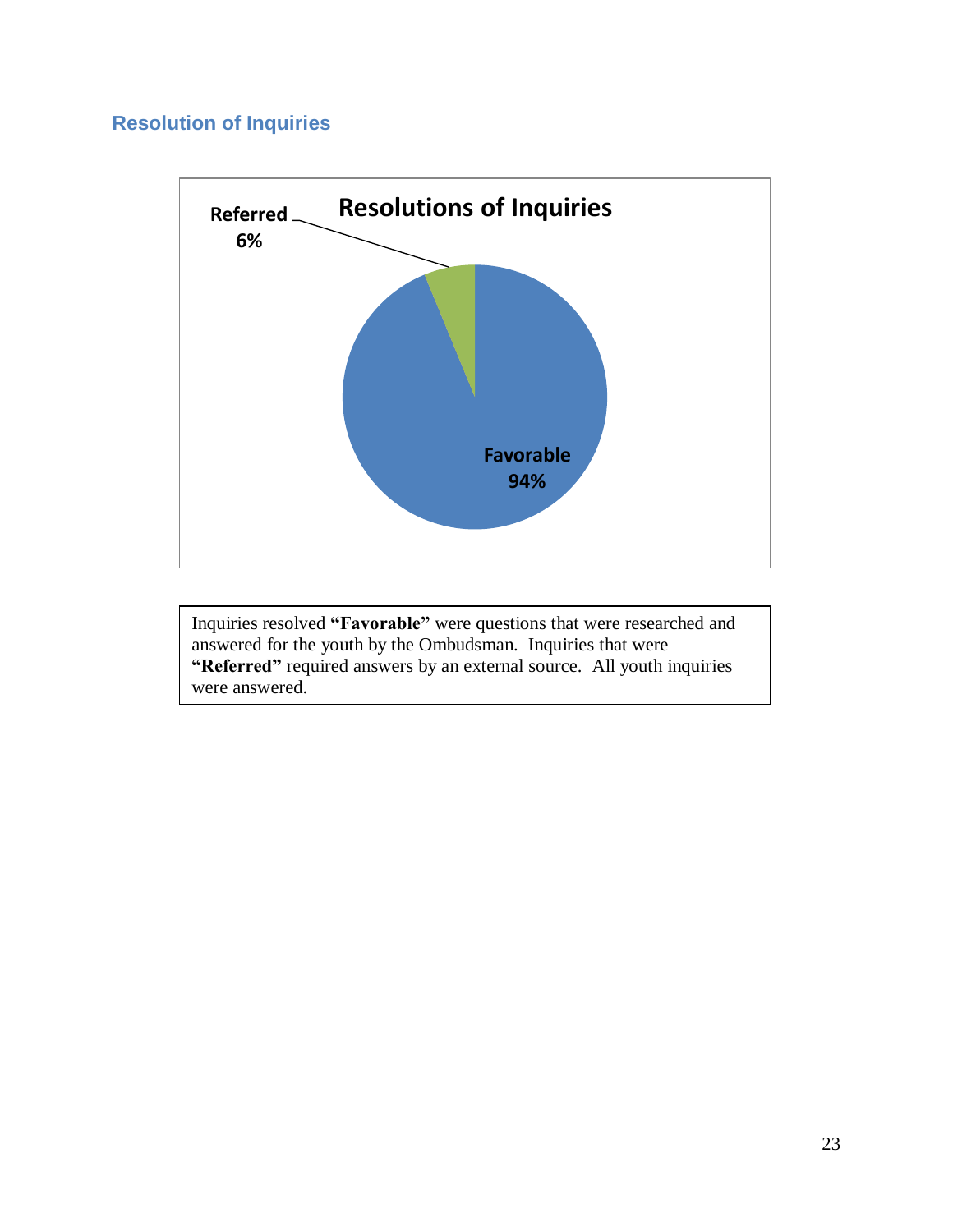## Resolution of Inquiries

**Resolutions of Inquiries**

Referred 6%

Favorable 94%

Inquiries resolved **"Favorable"** were questions that were researched and answered for the youth by the Ombudsman. Inquiries that were **"Referred"** required answers by an external source. All youth inquiries were answered.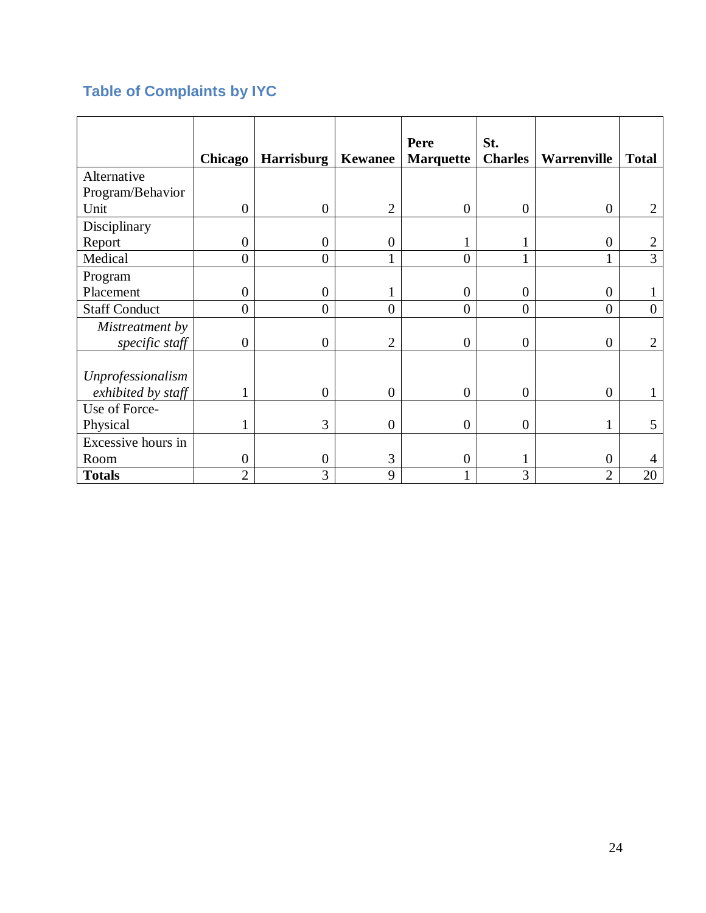## Table of Complaints by IYC

| | **Chicago** | **Harrisburg** | **Kewanee** | **Pere Marquette** | **St. Charles** | **Warrenville** | **Total** |
|---|---|---|---|---|---|---|---|
| Alternative Program/Behavior Unit | 0 | 0 | 2 | 0 | 0 | 0 | 2 |
| Disciplinary Report | 0 | 0 | 0 | 1 | 1 | 0 | 2 |
| Medical | 0 | 0 | 1 | 0 | 1 | 1 | 3 |
| Program Placement | 0 | 0 | 1 | 0 | 0 | 0 | 1 |
| Staff Conduct | 0 | 0 | 0 | 0 | 0 | 0 | 0 |
| *Mistreatment by specific staff* | 0 | 0 | 2 | 0 | 0 | 0 | 2 |
| *Unprofessionalism exhibited by staff* | 1 | 0 | 0 | 0 | 0 | 0 | 1 |
| Use of Force-Physical | 1 | 3 | 0 | 0 | 0 | 1 | 5 |
| Excessive hours in Room | 0 | 0 | 3 | 0 | 1 | 0 | 4 |
| **Totals** | 2 | 3 | 9 | 1 | 3 | 2 | 20 |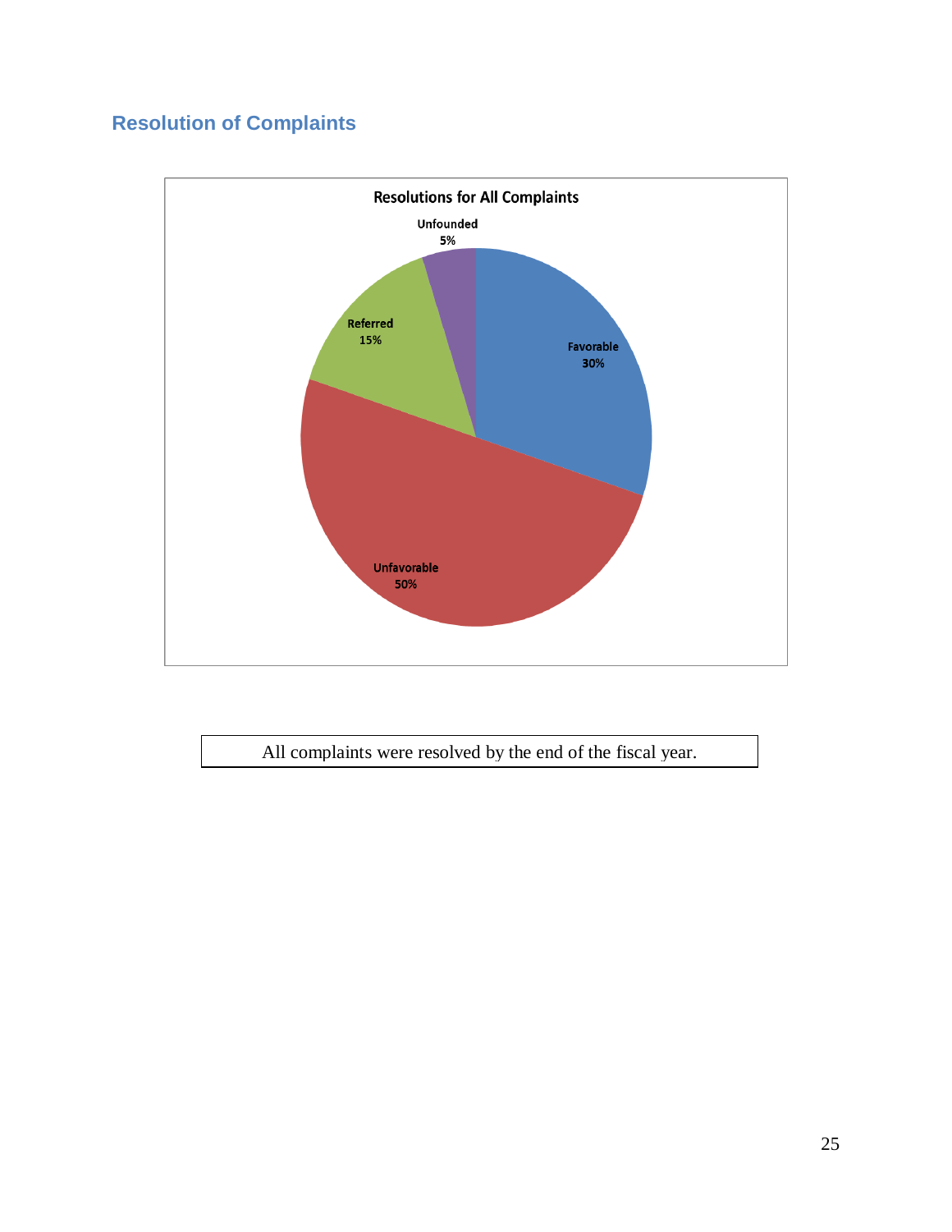## Resolution of Complaints

Resolutions for All Complaints

Unfounded
5%

Favorable
30%

Referred
15%

Unfavorable
50%

All complaints were resolved by the end of the fiscal year.